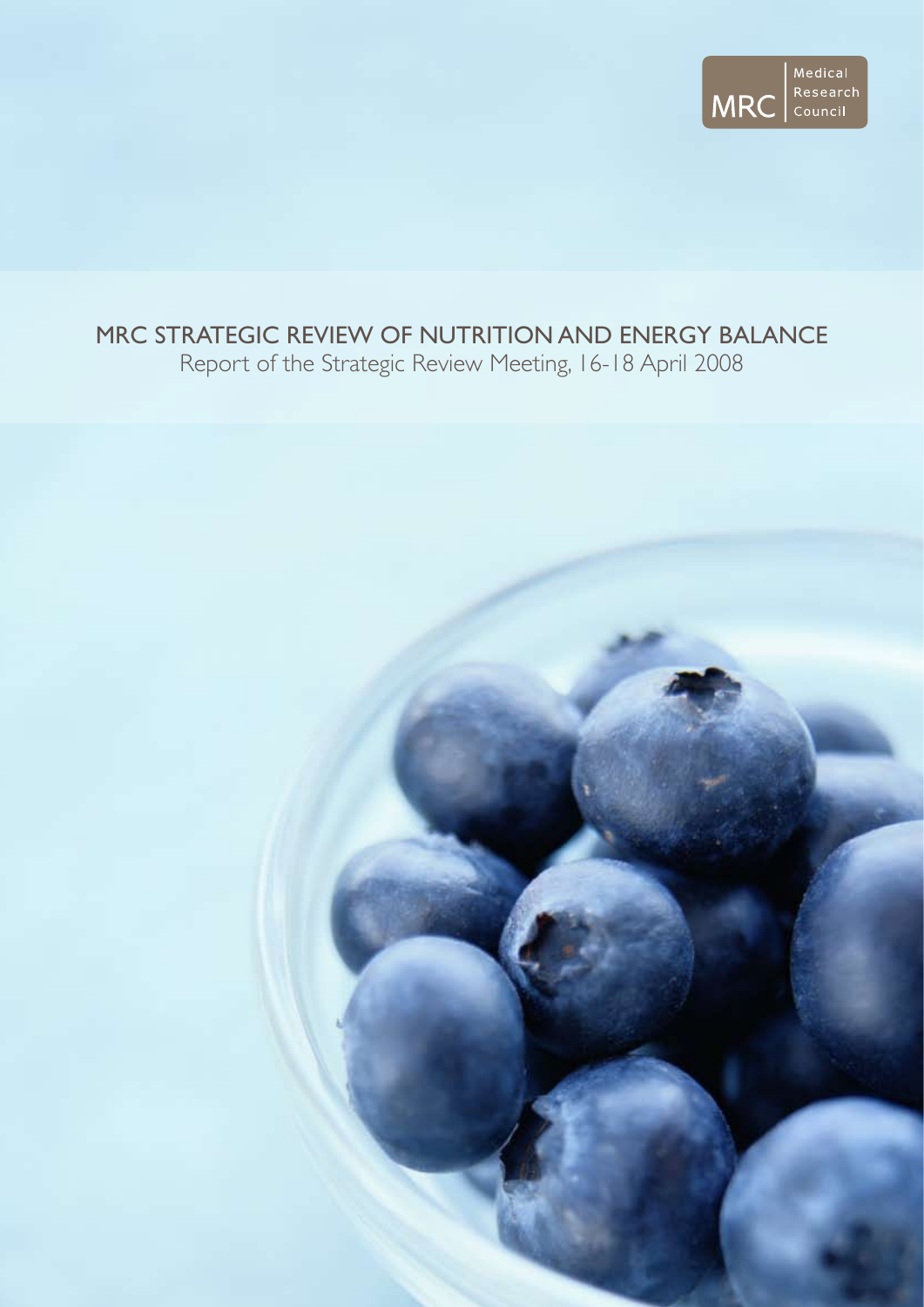Medical Research Council

MRC

# MRC STRATEGIC REVIEW OF NUTRITION AND ENERGY BALANCE

Report of the Strategic Review Meeting, 16-18 April 2008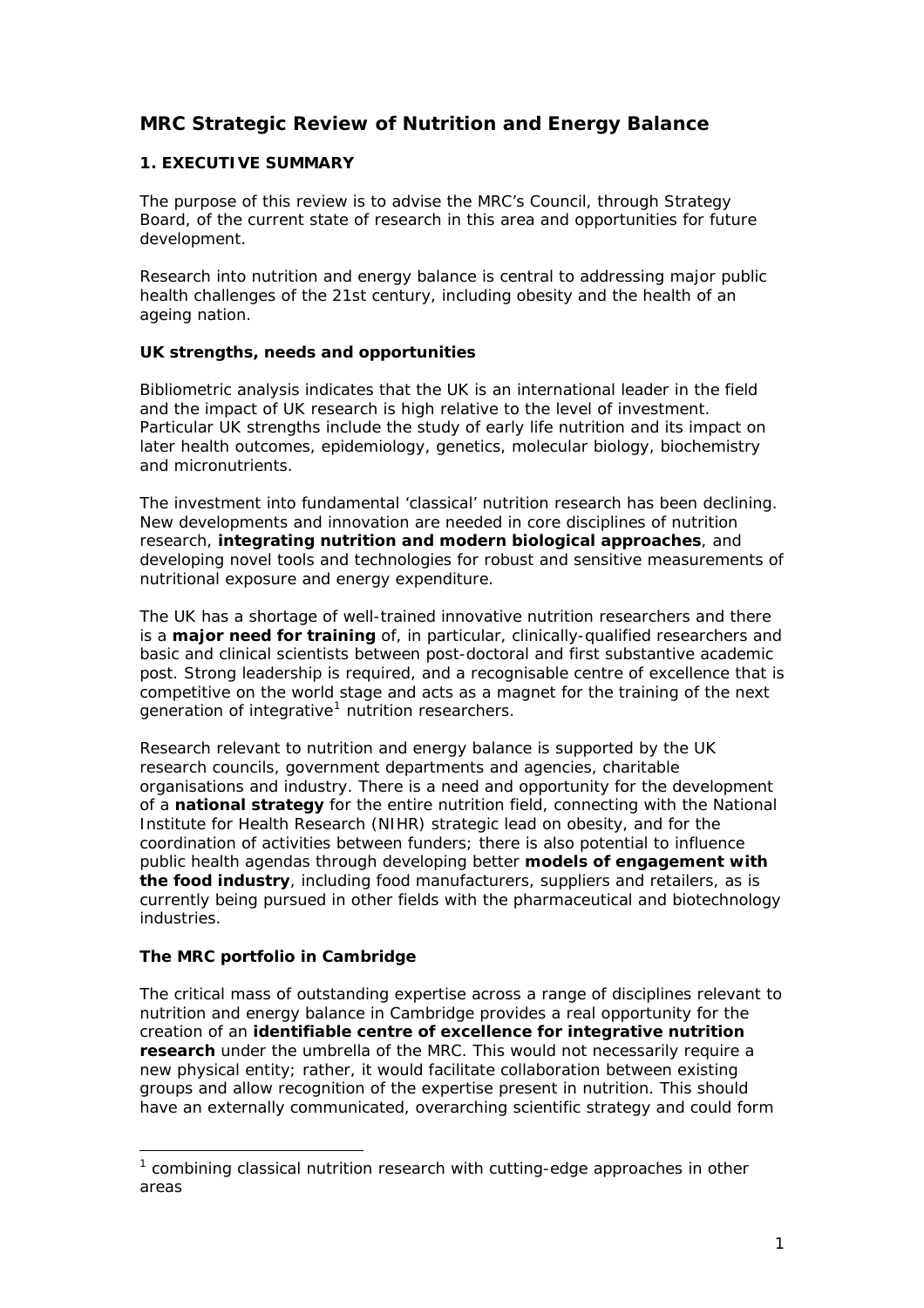# MRC Strategic Review of Nutrition and Energy Balance

## 1. EXECUTIVE SUMMARY

The purpose of this review is to advise the MRC's Council, through Strategy Board, of the current state of research in this area and opportunities for future development.

Research into nutrition and energy balance is central to addressing major public health challenges of the 21st century, including obesity and the health of an ageing nation.

### UK strengths, needs and opportunities

Bibliometric analysis indicates that the UK is an international leader in the field and the impact of UK research is high relative to the level of investment. Particular UK strengths include the study of early life nutrition and its impact on later health outcomes, epidemiology, genetics, molecular biology, biochemistry and micronutrients.

The investment into fundamental 'classical' nutrition research has been declining. New developments and innovation are needed in core disciplines of nutrition research, **integrating nutrition and modern biological approaches**, and developing novel tools and technologies for robust and sensitive measurements of nutritional exposure and energy expenditure.

The UK has a shortage of well-trained innovative nutrition researchers and there is a **major need for training** of, in particular, clinically-qualified researchers and basic and clinical scientists between post-doctoral and first substantive academic post. Strong leadership is required, and a recognisable centre of excellence that is competitive on the world stage and acts as a magnet for the training of the next generation of integrative[1] nutrition researchers.

Research relevant to nutrition and energy balance is supported by the UK research councils, government departments and agencies, charitable organisations and industry. There is a need and opportunity for the development of a **national strategy** for the entire nutrition field, connecting with the National Institute for Health Research (NIHR) strategic lead on obesity, and for the coordination of activities between funders; there is also potential to influence public health agendas through developing better **models of engagement with the food industry**, including food manufacturers, suppliers and retailers, as is currently being pursued in other fields with the pharmaceutical and biotechnology industries.

### The MRC portfolio in Cambridge

The critical mass of outstanding expertise across a range of disciplines relevant to nutrition and energy balance in Cambridge provides a real opportunity for the creation of an **identifiable centre of excellence for integrative nutrition research** under the umbrella of the MRC. This would not necessarily require a new physical entity; rather, it would facilitate collaboration between existing groups and allow recognition of the expertise present in nutrition. This should have an externally communicated, overarching scientific strategy and could form

[1] combining classical nutrition research with cutting-edge approaches in other areas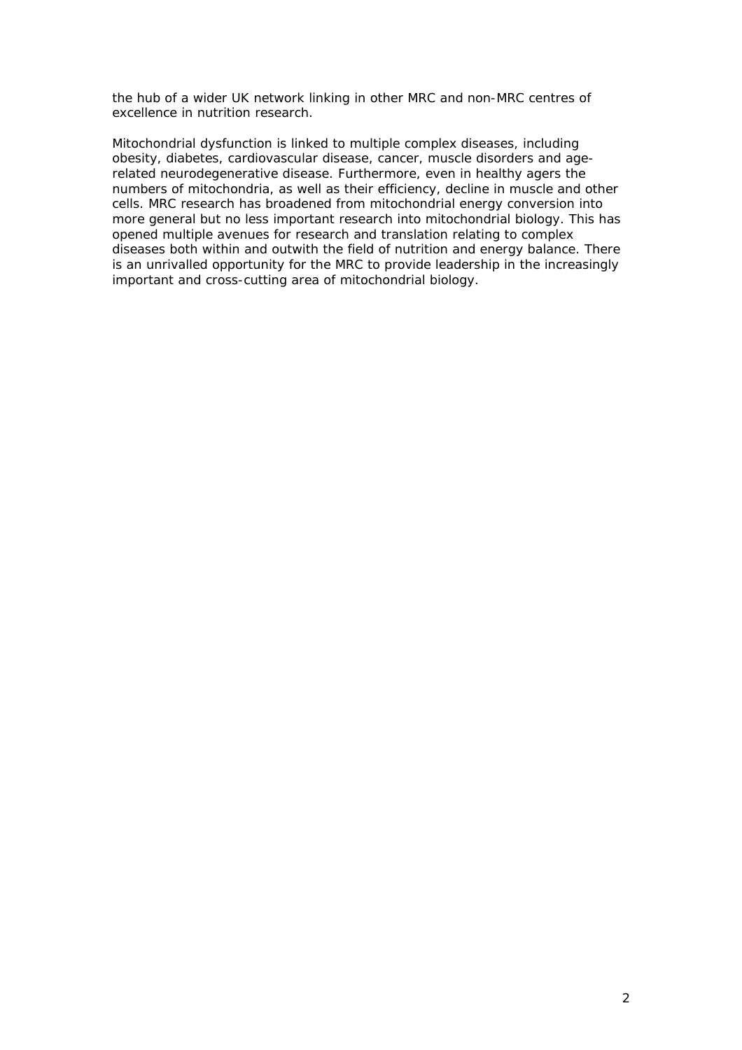the hub of a wider UK network linking in other MRC and non-MRC centres of excellence in nutrition research.

Mitochondrial dysfunction is linked to multiple complex diseases, including obesity, diabetes, cardiovascular disease, cancer, muscle disorders and age-related neurodegenerative disease. Furthermore, even in healthy agers the numbers of mitochondria, as well as their efficiency, decline in muscle and other cells. MRC research has broadened from mitochondrial energy conversion into more general but no less important research into mitochondrial biology. This has opened multiple avenues for research and translation relating to complex diseases both within and outwith the field of nutrition and energy balance. There is an unrivalled opportunity for the MRC to provide leadership in the increasingly important and cross-cutting area of mitochondrial biology.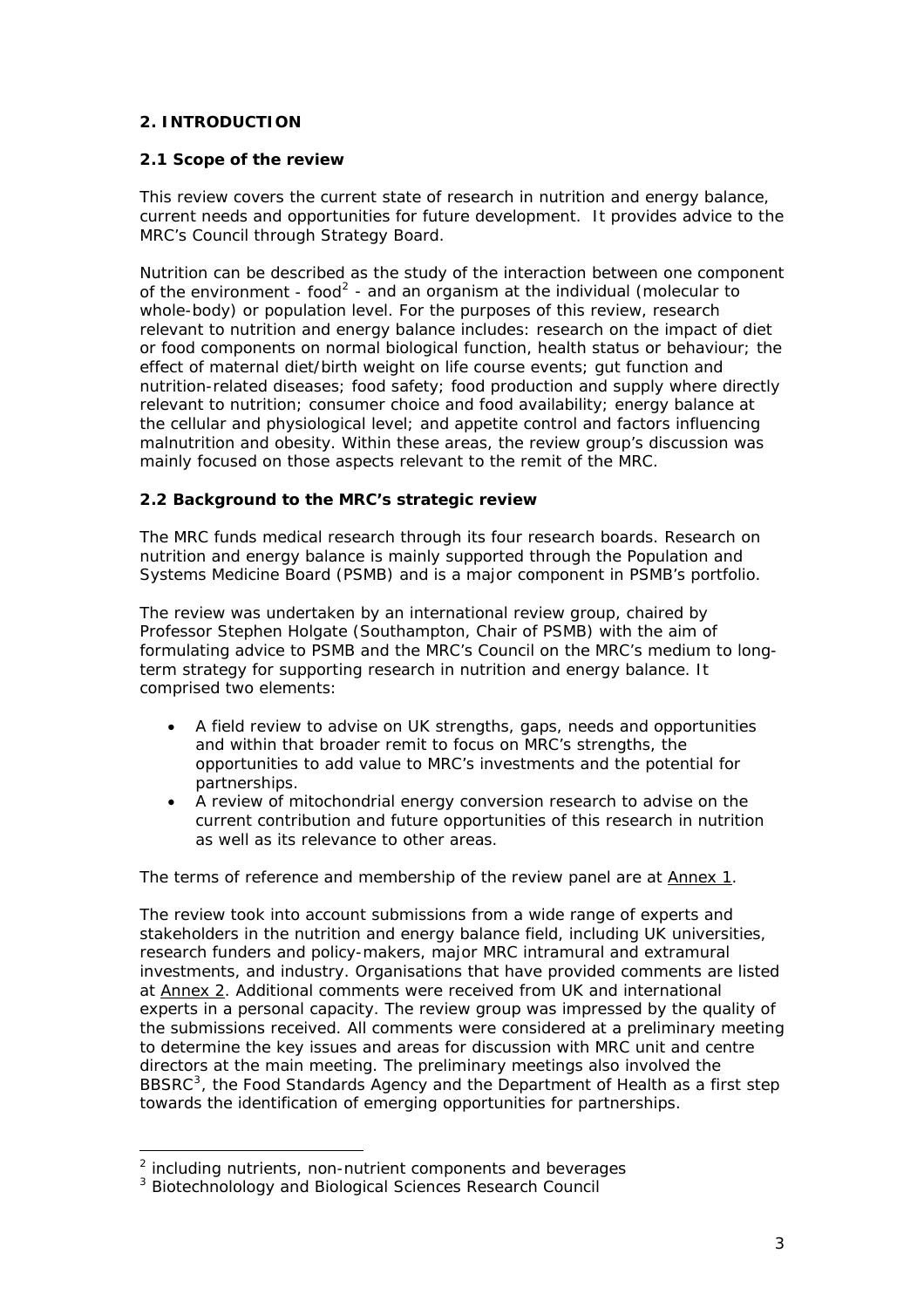## 2. INTRODUCTION

### 2.1 Scope of the review

This review covers the current state of research in nutrition and energy balance, current needs and opportunities for future development. It provides advice to the MRC's Council through Strategy Board.

Nutrition can be described as the study of the interaction between one component of the environment - food[2] - and an organism at the individual (molecular to whole-body) or population level. For the purposes of this review, research relevant to nutrition and energy balance includes: research on the impact of diet or food components on normal biological function, health status or behaviour; the effect of maternal diet/birth weight on life course events; gut function and nutrition-related diseases; food safety; food production and supply where directly relevant to nutrition; consumer choice and food availability; energy balance at the cellular and physiological level; and appetite control and factors influencing malnutrition and obesity. Within these areas, the review group's discussion was mainly focused on those aspects relevant to the remit of the MRC.

### 2.2 Background to the MRC's strategic review

The MRC funds medical research through its four research boards. Research on nutrition and energy balance is mainly supported through the Population and Systems Medicine Board (PSMB) and is a major component in PSMB's portfolio.

The review was undertaken by an international review group, chaired by Professor Stephen Holgate (Southampton, Chair of PSMB) with the aim of formulating advice to PSMB and the MRC's Council on the MRC's medium to long-term strategy for supporting research in nutrition and energy balance. It comprised two elements:

- A field review to advise on UK strengths, gaps, needs and opportunities and within that broader remit to focus on MRC's strengths, the opportunities to add value to MRC's investments and the potential for partnerships.
- A review of mitochondrial energy conversion research to advise on the current contribution and future opportunities of this research in nutrition as well as its relevance to other areas.

The terms of reference and membership of the review panel are at Annex 1.

The review took into account submissions from a wide range of experts and stakeholders in the nutrition and energy balance field, including UK universities, research funders and policy-makers, major MRC intramural and extramural investments, and industry. Organisations that have provided comments are listed at Annex 2. Additional comments were received from UK and international experts in a personal capacity. The review group was impressed by the quality of the submissions received. All comments were considered at a preliminary meeting to determine the key issues and areas for discussion with MRC unit and centre directors at the main meeting. The preliminary meetings also involved the BBSRC[3], the Food Standards Agency and the Department of Health as a first step towards the identification of emerging opportunities for partnerships.

---

[2] including nutrients, non-nutrient components and beverages

[3] Biotechnolology and Biological Sciences Research Council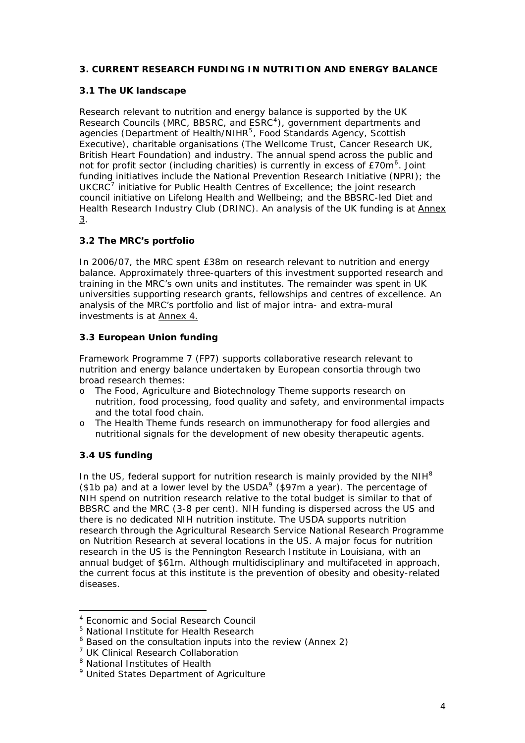## 3. CURRENT RESEARCH FUNDING IN NUTRITION AND ENERGY BALANCE

### 3.1 The UK landscape

Research relevant to nutrition and energy balance is supported by the UK Research Councils (MRC, BBSRC, and ESRC[4]), government departments and agencies (Department of Health/NIHR[5], Food Standards Agency, Scottish Executive), charitable organisations (The Wellcome Trust, Cancer Research UK, British Heart Foundation) and industry. The annual spend across the public and not for profit sector (including charities) is currently in excess of £70m[6]. Joint funding initiatives include the National Prevention Research Initiative (NPRI); the UKCRC[7] initiative for Public Health Centres of Excellence; the joint research council initiative on Lifelong Health and Wellbeing; and the BBSRC-led Diet and Health Research Industry Club (DRINC). An analysis of the UK funding is at Annex 3.

### 3.2 The MRC's portfolio

In 2006/07, the MRC spent £38m on research relevant to nutrition and energy balance. Approximately three-quarters of this investment supported research and training in the MRC's own units and institutes. The remainder was spent in UK universities supporting research grants, fellowships and centres of excellence. An analysis of the MRC's portfolio and list of major intra- and extra-mural investments is at Annex 4.

### 3.3 European Union funding

Framework Programme 7 (FP7) supports collaborative research relevant to nutrition and energy balance undertaken by European consortia through two broad research themes:

- The Food, Agriculture and Biotechnology Theme supports research on nutrition, food processing, food quality and safety, and environmental impacts and the total food chain.
- The Health Theme funds research on immunotherapy for food allergies and nutritional signals for the development of new obesity therapeutic agents.

### 3.4 US funding

In the US, federal support for nutrition research is mainly provided by the NIH[8] ($1b pa) and at a lower level by the USDA[9] ($97m a year). The percentage of NIH spend on nutrition research relative to the total budget is similar to that of BBSRC and the MRC (3-8 per cent). NIH funding is dispersed across the US and there is no dedicated NIH nutrition institute. The USDA supports nutrition research through the Agricultural Research Service National Research Programme on Nutrition Research at several locations in the US. A major focus for nutrition research in the US is the Pennington Research Institute in Louisiana, with an annual budget of $61m. Although multidisciplinary and multifaceted in approach, the current focus at this institute is the prevention of obesity and obesity-related diseases.

---

[4] Economic and Social Research Council

[5] National Institute for Health Research

[6] Based on the consultation inputs into the review (Annex 2)

[7] UK Clinical Research Collaboration

[8] National Institutes of Health

[9] United States Department of Agriculture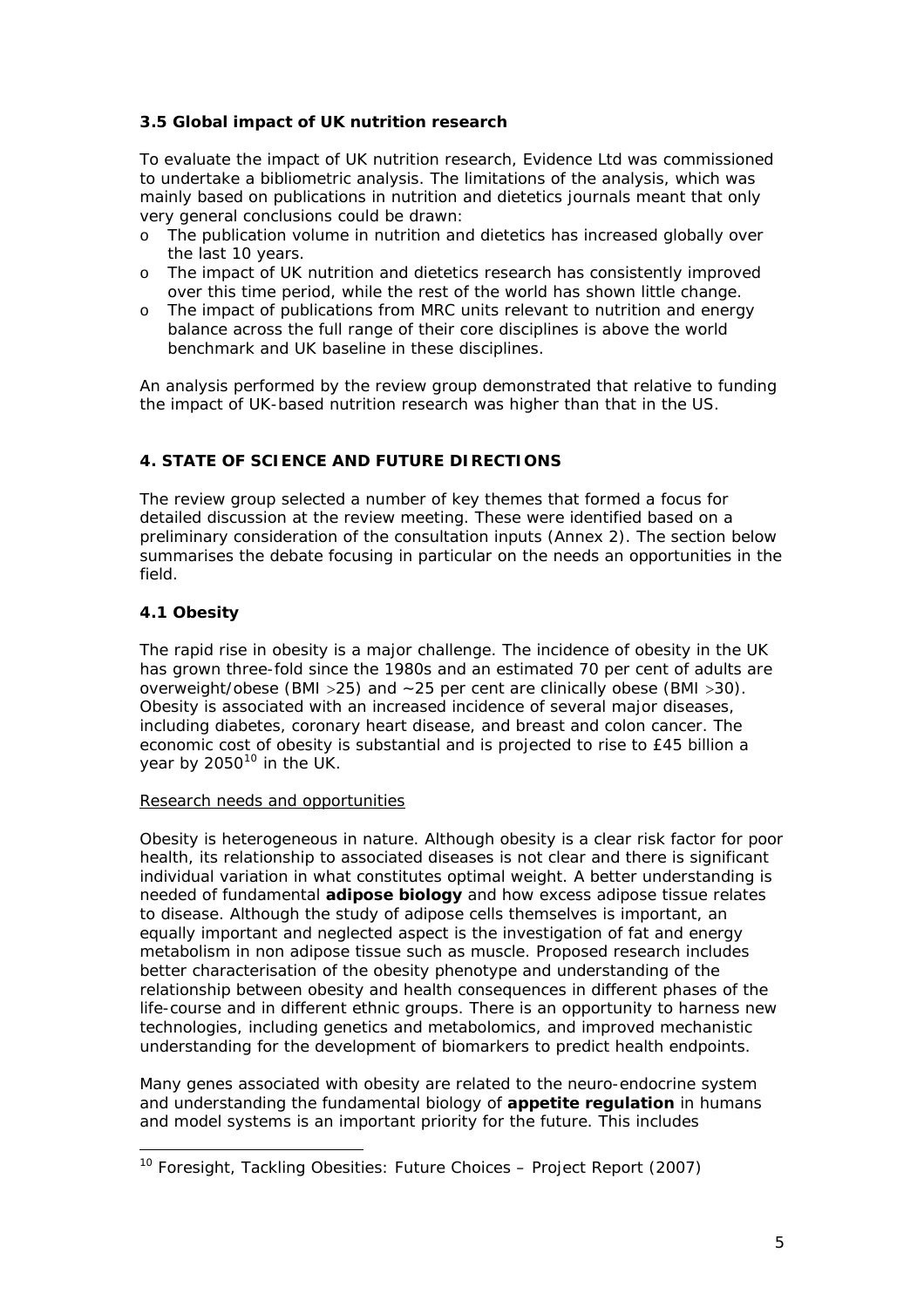### 3.5 Global impact of UK nutrition research

To evaluate the impact of UK nutrition research, Evidence Ltd was commissioned to undertake a bibliometric analysis. The limitations of the analysis, which was mainly based on publications in nutrition and dietetics journals meant that only very general conclusions could be drawn:

- The publication volume in nutrition and dietetics has increased globally over the last 10 years.
- The impact of UK nutrition and dietetics research has consistently improved over this time period, while the rest of the world has shown little change.
- The impact of publications from MRC units relevant to nutrition and energy balance across the full range of their core disciplines is above the world benchmark and UK baseline in these disciplines.

An analysis performed by the review group demonstrated that relative to funding the impact of UK-based nutrition research was higher than that in the US.

## 4. STATE OF SCIENCE AND FUTURE DIRECTIONS

The review group selected a number of key themes that formed a focus for detailed discussion at the review meeting. These were identified based on a preliminary consideration of the consultation inputs (Annex 2). The section below summarises the debate focusing in particular on the needs an opportunities in the field.

### 4.1 Obesity

The rapid rise in obesity is a major challenge. The incidence of obesity in the UK has grown three-fold since the 1980s and an estimated 70 per cent of adults are overweight/obese (BMI >25) and ~25 per cent are clinically obese (BMI >30). Obesity is associated with an increased incidence of several major diseases, including diabetes, coronary heart disease, and breast and colon cancer. The economic cost of obesity is substantial and is projected to rise to £45 billion a year by 2050[10] in the UK.

Research needs and opportunities

Obesity is heterogeneous in nature. Although obesity is a clear risk factor for poor health, its relationship to associated diseases is not clear and there is significant individual variation in what constitutes optimal weight. A better understanding is needed of fundamental **adipose biology** and how excess adipose tissue relates to disease. Although the study of adipose cells themselves is important, an equally important and neglected aspect is the investigation of fat and energy metabolism in non adipose tissue such as muscle. Proposed research includes better characterisation of the obesity phenotype and understanding of the relationship between obesity and health consequences in different phases of the life-course and in different ethnic groups. There is an opportunity to harness new technologies, including genetics and metabolomics, and improved mechanistic understanding for the development of biomarkers to predict health endpoints.

Many genes associated with obesity are related to the neuro-endocrine system and understanding the fundamental biology of **appetite regulation** in humans and model systems is an important priority for the future. This includes

[10] Foresight, Tackling Obesities: Future Choices – Project Report (2007)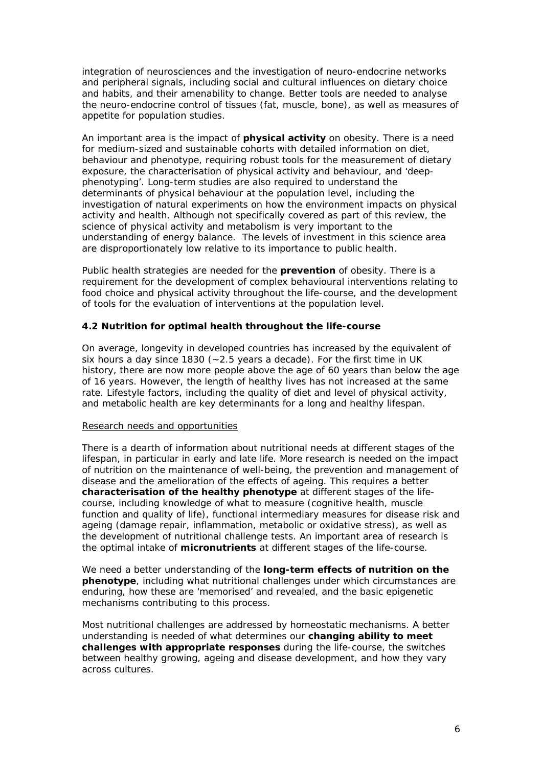integration of neurosciences and the investigation of neuro-endocrine networks and peripheral signals, including social and cultural influences on dietary choice and habits, and their amenability to change. Better tools are needed to analyse the neuro-endocrine control of tissues (fat, muscle, bone), as well as measures of appetite for population studies.

An important area is the impact of **physical activity** on obesity. There is a need for medium-sized and sustainable cohorts with detailed information on diet, behaviour and phenotype, requiring robust tools for the measurement of dietary exposure, the characterisation of physical activity and behaviour, and 'deep-phenotyping'. Long-term studies are also required to understand the determinants of physical behaviour at the population level, including the investigation of natural experiments on how the environment impacts on physical activity and health. Although not specifically covered as part of this review, the science of physical activity and metabolism is very important to the understanding of energy balance. The levels of investment in this science area are disproportionately low relative to its importance to public health.

Public health strategies are needed for the **prevention** of obesity. There is a requirement for the development of complex behavioural interventions relating to food choice and physical activity throughout the life-course, and the development of tools for the evaluation of interventions at the population level.

### 4.2 Nutrition for optimal health throughout the life-course

On average, longevity in developed countries has increased by the equivalent of six hours a day since 1830 (~2.5 years a decade). For the first time in UK history, there are now more people above the age of 60 years than below the age of 16 years. However, the length of healthy lives has not increased at the same rate. Lifestyle factors, including the quality of diet and level of physical activity, and metabolic health are key determinants for a long and healthy lifespan.

Research needs and opportunities

There is a dearth of information about nutritional needs at different stages of the lifespan, in particular in early and late life. More research is needed on the impact of nutrition on the maintenance of well-being, the prevention and management of disease and the amelioration of the effects of ageing. This requires a better **characterisation of the healthy phenotype** at different stages of the life-course, including knowledge of what to measure (cognitive health, muscle function and quality of life), functional intermediary measures for disease risk and ageing (damage repair, inflammation, metabolic or oxidative stress), as well as the development of nutritional challenge tests. An important area of research is the optimal intake of **micronutrients** at different stages of the life-course.

We need a better understanding of the **long-term effects of nutrition on the phenotype**, including what nutritional challenges under which circumstances are enduring, how these are 'memorised' and revealed, and the basic epigenetic mechanisms contributing to this process.

Most nutritional challenges are addressed by homeostatic mechanisms. A better understanding is needed of what determines our **changing ability to meet challenges with appropriate responses** during the life-course, the switches between healthy growing, ageing and disease development, and how they vary across cultures.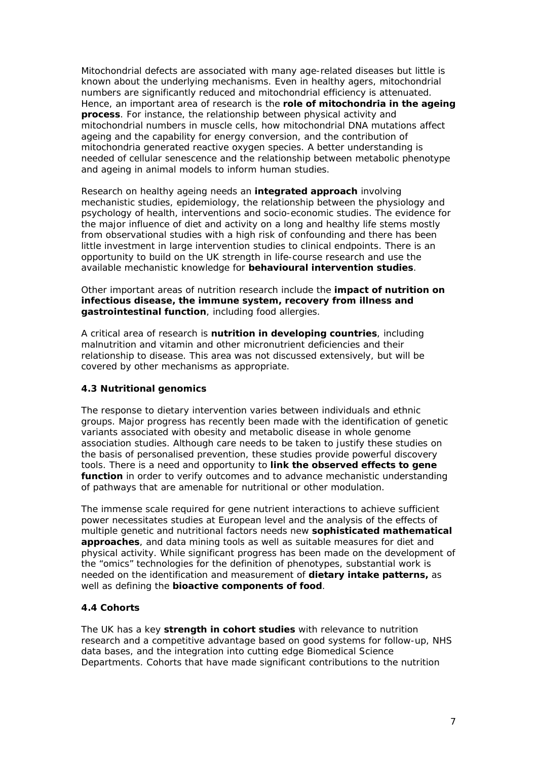Mitochondrial defects are associated with many age-related diseases but little is known about the underlying mechanisms. Even in healthy agers, mitochondrial numbers are significantly reduced and mitochondrial efficiency is attenuated. Hence, an important area of research is the **role of mitochondria in the ageing process**. For instance, the relationship between physical activity and mitochondrial numbers in muscle cells, how mitochondrial DNA mutations affect ageing and the capability for energy conversion, and the contribution of mitochondria generated reactive oxygen species. A better understanding is needed of cellular senescence and the relationship between metabolic phenotype and ageing in animal models to inform human studies.

Research on healthy ageing needs an **integrated approach** involving mechanistic studies, epidemiology, the relationship between the physiology and psychology of health, interventions and socio-economic studies. The evidence for the major influence of diet and activity on a long and healthy life stems mostly from observational studies with a high risk of confounding and there has been little investment in large intervention studies to clinical endpoints. There is an opportunity to build on the UK strength in life-course research and use the available mechanistic knowledge for **behavioural intervention studies**.

Other important areas of nutrition research include the **impact of nutrition on infectious disease, the immune system, recovery from illness and gastrointestinal function**, including food allergies.

A critical area of research is **nutrition in developing countries**, including malnutrition and vitamin and other micronutrient deficiencies and their relationship to disease. This area was not discussed extensively, but will be covered by other mechanisms as appropriate.

### 4.3 Nutritional genomics

The response to dietary intervention varies between individuals and ethnic groups. Major progress has recently been made with the identification of genetic variants associated with obesity and metabolic disease in whole genome association studies. Although care needs to be taken to justify these studies on the basis of personalised prevention, these studies provide powerful discovery tools. There is a need and opportunity to **link the observed effects to gene function** in order to verify outcomes and to advance mechanistic understanding of pathways that are amenable for nutritional or other modulation.

The immense scale required for gene nutrient interactions to achieve sufficient power necessitates studies at European level and the analysis of the effects of multiple genetic and nutritional factors needs new **sophisticated mathematical approaches**, and data mining tools as well as suitable measures for diet and physical activity. While significant progress has been made on the development of the "omics" technologies for the definition of phenotypes, substantial work is needed on the identification and measurement of **dietary intake patterns,** as well as defining the **bioactive components of food**.

### 4.4 Cohorts

The UK has a key **strength in cohort studies** with relevance to nutrition research and a competitive advantage based on good systems for follow-up, NHS data bases, and the integration into cutting edge Biomedical Science Departments. Cohorts that have made significant contributions to the nutrition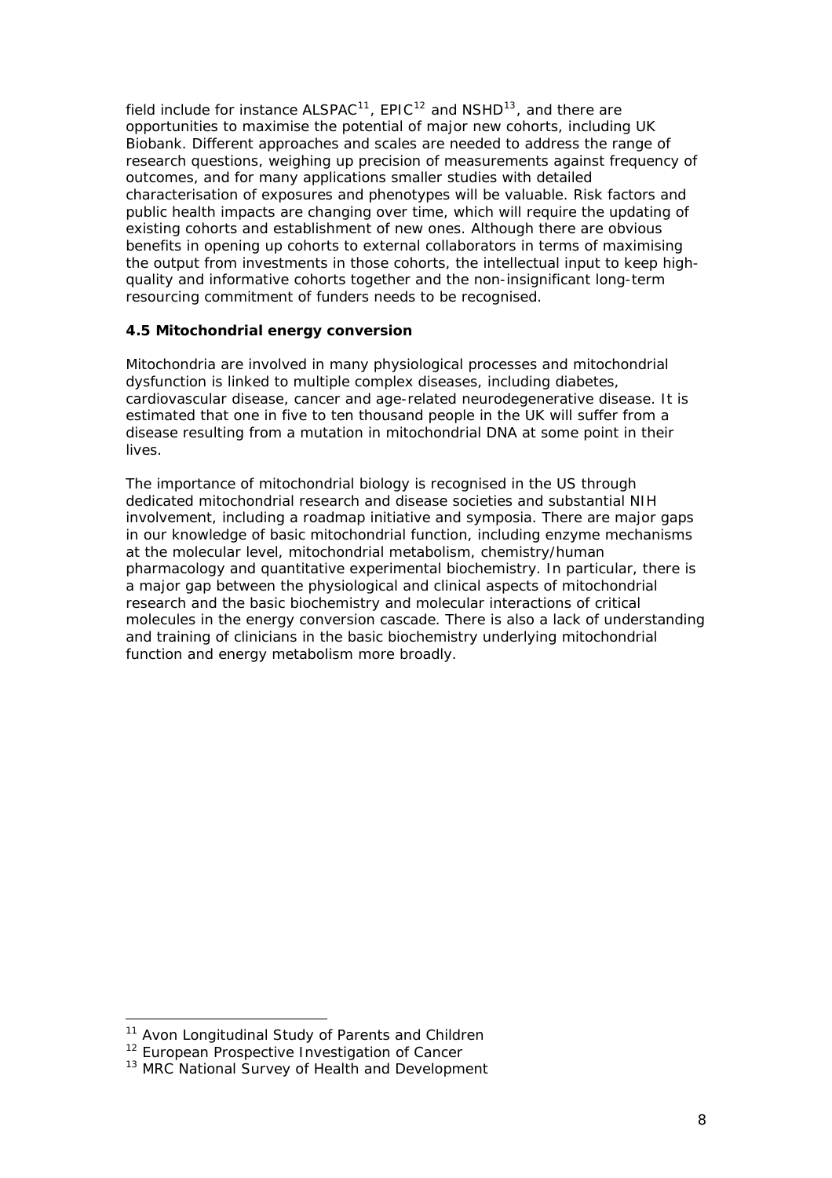field include for instance ALSPAC[11], EPIC[12] and NSHD[13], and there are opportunities to maximise the potential of major new cohorts, including UK Biobank. Different approaches and scales are needed to address the range of research questions, weighing up precision of measurements against frequency of outcomes, and for many applications smaller studies with detailed characterisation of exposures and phenotypes will be valuable. Risk factors and public health impacts are changing over time, which will require the updating of existing cohorts and establishment of new ones. Although there are obvious benefits in opening up cohorts to external collaborators in terms of maximising the output from investments in those cohorts, the intellectual input to keep high-quality and informative cohorts together and the non-insignificant long-term resourcing commitment of funders needs to be recognised.

### 4.5 Mitochondrial energy conversion

Mitochondria are involved in many physiological processes and mitochondrial dysfunction is linked to multiple complex diseases, including diabetes, cardiovascular disease, cancer and age-related neurodegenerative disease. It is estimated that one in five to ten thousand people in the UK will suffer from a disease resulting from a mutation in mitochondrial DNA at some point in their lives.

The importance of mitochondrial biology is recognised in the US through dedicated mitochondrial research and disease societies and substantial NIH involvement, including a roadmap initiative and symposia. There are major gaps in our knowledge of basic mitochondrial function, including enzyme mechanisms at the molecular level, mitochondrial metabolism, chemistry/human pharmacology and quantitative experimental biochemistry. In particular, there is a major gap between the physiological and clinical aspects of mitochondrial research and the basic biochemistry and molecular interactions of critical molecules in the energy conversion cascade. There is also a lack of understanding and training of clinicians in the basic biochemistry underlying mitochondrial function and energy metabolism more broadly.

---

[11] Avon Longitudinal Study of Parents and Children

[12] European Prospective Investigation of Cancer

[13] MRC National Survey of Health and Development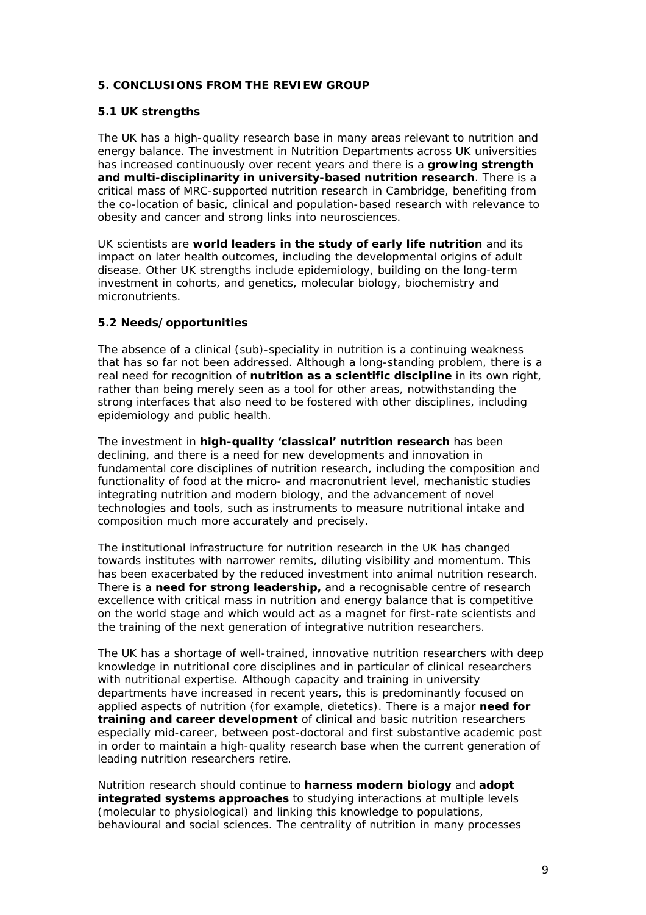## 5. CONCLUSIONS FROM THE REVIEW GROUP

### 5.1 UK strengths

The UK has a high-quality research base in many areas relevant to nutrition and energy balance. The investment in Nutrition Departments across UK universities has increased continuously over recent years and there is a **growing strength and multi-disciplinarity in university-based nutrition research**. There is a critical mass of MRC-supported nutrition research in Cambridge, benefiting from the co-location of basic, clinical and population-based research with relevance to obesity and cancer and strong links into neurosciences.

UK scientists are **world leaders in the study of early life nutrition** and its impact on later health outcomes, including the developmental origins of adult disease. Other UK strengths include epidemiology, building on the long-term investment in cohorts, and genetics, molecular biology, biochemistry and micronutrients.

### 5.2 Needs/opportunities

The absence of a clinical (sub)-speciality in nutrition is a continuing weakness that has so far not been addressed. Although a long-standing problem, there is a real need for recognition of **nutrition as a scientific discipline** in its own right, rather than being merely seen as a tool for other areas, notwithstanding the strong interfaces that also need to be fostered with other disciplines, including epidemiology and public health.

The investment in **high-quality 'classical' nutrition research** has been declining, and there is a need for new developments and innovation in fundamental core disciplines of nutrition research, including the composition and functionality of food at the micro- and macronutrient level, mechanistic studies integrating nutrition and modern biology, and the advancement of novel technologies and tools, such as instruments to measure nutritional intake and composition much more accurately and precisely.

The institutional infrastructure for nutrition research in the UK has changed towards institutes with narrower remits, diluting visibility and momentum. This has been exacerbated by the reduced investment into animal nutrition research. There is a **need for strong leadership,** and a recognisable centre of research excellence with critical mass in nutrition and energy balance that is competitive on the world stage and which would act as a magnet for first-rate scientists and the training of the next generation of integrative nutrition researchers.

The UK has a shortage of well-trained, innovative nutrition researchers with deep knowledge in nutritional core disciplines and in particular of clinical researchers with nutritional expertise. Although capacity and training in university departments have increased in recent years, this is predominantly focused on applied aspects of nutrition (for example, dietetics). There is a major **need for training and career development** of clinical and basic nutrition researchers especially mid-career, between post-doctoral and first substantive academic post in order to maintain a high-quality research base when the current generation of leading nutrition researchers retire.

Nutrition research should continue to **harness modern biology** and **adopt integrated systems approaches** to studying interactions at multiple levels (molecular to physiological) and linking this knowledge to populations, behavioural and social sciences. The centrality of nutrition in many processes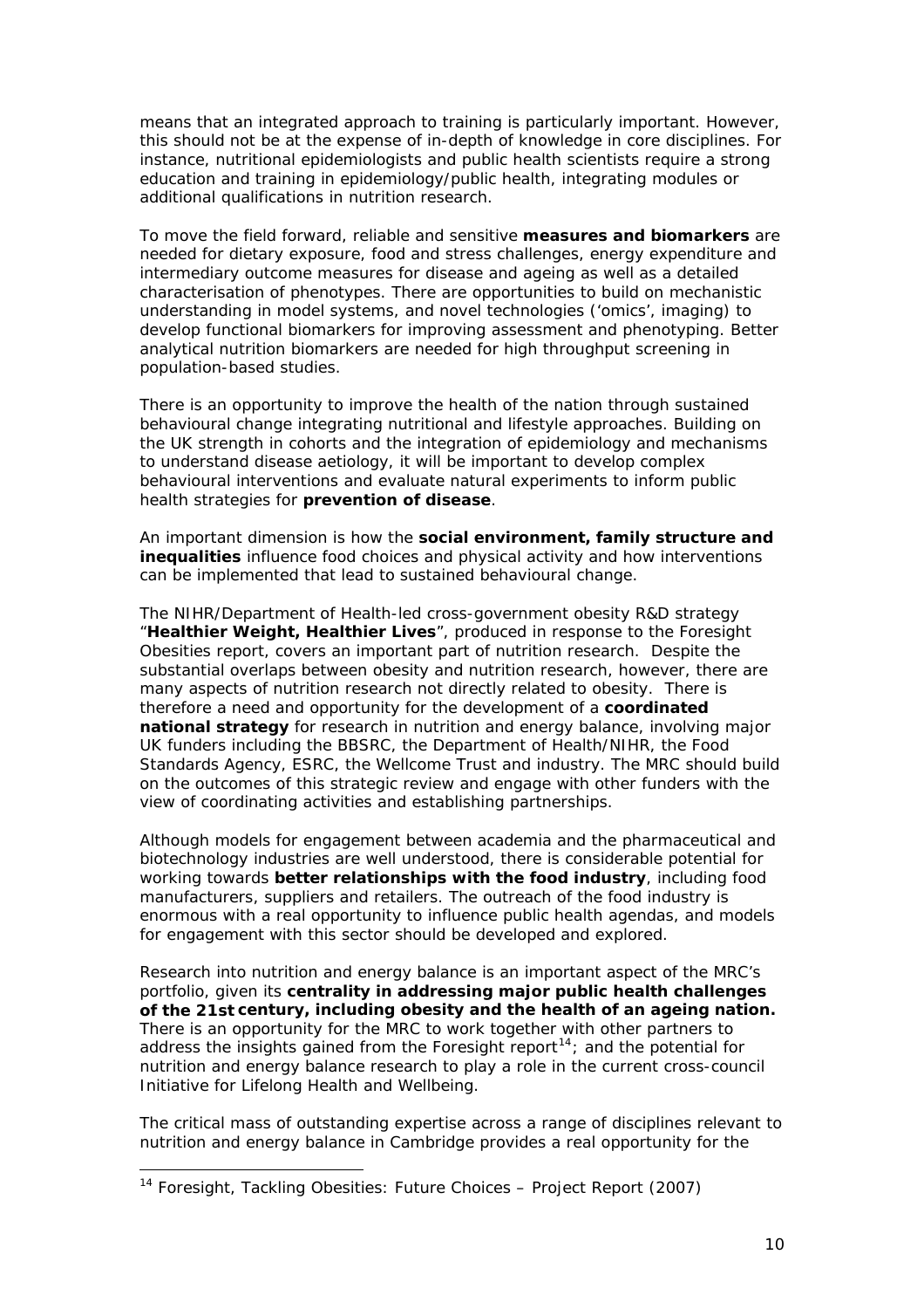means that an integrated approach to training is particularly important. However, this should not be at the expense of in-depth of knowledge in core disciplines. For instance, nutritional epidemiologists and public health scientists require a strong education and training in epidemiology/public health, integrating modules or additional qualifications in nutrition research.

To move the field forward, reliable and sensitive **measures and biomarkers** are needed for dietary exposure, food and stress challenges, energy expenditure and intermediary outcome measures for disease and ageing as well as a detailed characterisation of phenotypes. There are opportunities to build on mechanistic understanding in model systems, and novel technologies ('omics', imaging) to develop functional biomarkers for improving assessment and phenotyping. Better analytical nutrition biomarkers are needed for high throughput screening in population-based studies.

There is an opportunity to improve the health of the nation through sustained behavioural change integrating nutritional and lifestyle approaches. Building on the UK strength in cohorts and the integration of epidemiology and mechanisms to understand disease aetiology, it will be important to develop complex behavioural interventions and evaluate natural experiments to inform public health strategies for **prevention of disease**.

An important dimension is how the **social environment, family structure and inequalities** influence food choices and physical activity and how interventions can be implemented that lead to sustained behavioural change.

The NIHR/Department of Health-led cross-government obesity R&D strategy "**Healthier Weight, Healthier Lives**", produced in response to the Foresight Obesities report, covers an important part of nutrition research. Despite the substantial overlaps between obesity and nutrition research, however, there are many aspects of nutrition research not directly related to obesity. There is therefore a need and opportunity for the development of a **coordinated national strategy** for research in nutrition and energy balance, involving major UK funders including the BBSRC, the Department of Health/NIHR, the Food Standards Agency, ESRC, the Wellcome Trust and industry. The MRC should build on the outcomes of this strategic review and engage with other funders with the view of coordinating activities and establishing partnerships.

Although models for engagement between academia and the pharmaceutical and biotechnology industries are well understood, there is considerable potential for working towards **better relationships with the food industry**, including food manufacturers, suppliers and retailers. The outreach of the food industry is enormous with a real opportunity to influence public health agendas, and models for engagement with this sector should be developed and explored.

Research into nutrition and energy balance is an important aspect of the MRC's portfolio, given its **centrality in addressing major public health challenges of the 21st century, including obesity and the health of an ageing nation.** There is an opportunity for the MRC to work together with other partners to address the insights gained from the Foresight report[14]; and the potential for nutrition and energy balance research to play a role in the current cross-council Initiative for Lifelong Health and Wellbeing.

The critical mass of outstanding expertise across a range of disciplines relevant to nutrition and energy balance in Cambridge provides a real opportunity for the

[14] Foresight, Tackling Obesities: Future Choices – Project Report (2007)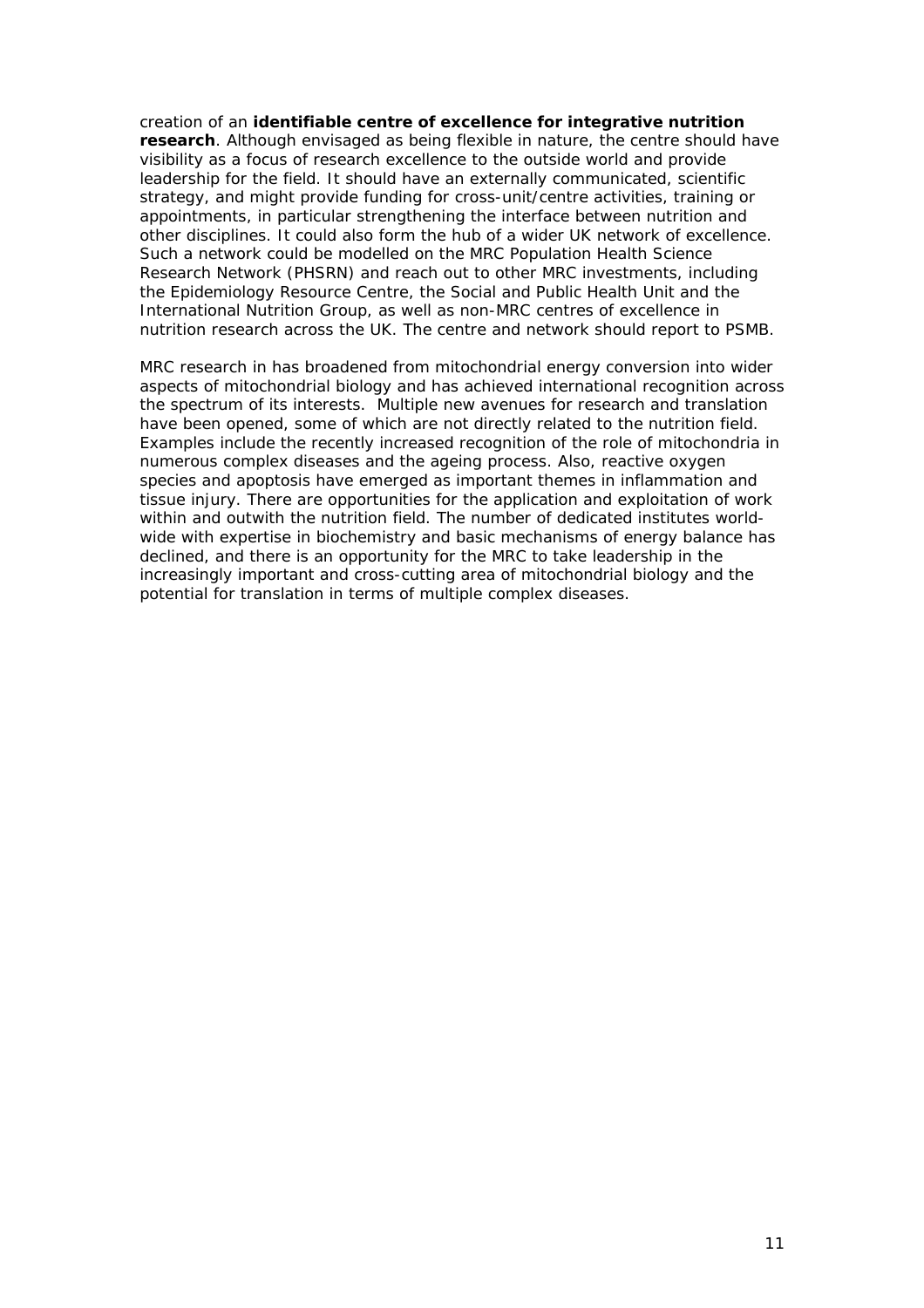creation of an **identifiable centre of excellence for integrative nutrition research**. Although envisaged as being flexible in nature, the centre should have visibility as a focus of research excellence to the outside world and provide leadership for the field. It should have an externally communicated, scientific strategy, and might provide funding for cross-unit/centre activities, training or appointments, in particular strengthening the interface between nutrition and other disciplines. It could also form the hub of a wider UK network of excellence. Such a network could be modelled on the MRC Population Health Science Research Network (PHSRN) and reach out to other MRC investments, including the Epidemiology Resource Centre, the Social and Public Health Unit and the International Nutrition Group, as well as non-MRC centres of excellence in nutrition research across the UK. The centre and network should report to PSMB.

MRC research in has broadened from mitochondrial energy conversion into wider aspects of mitochondrial biology and has achieved international recognition across the spectrum of its interests. Multiple new avenues for research and translation have been opened, some of which are not directly related to the nutrition field. Examples include the recently increased recognition of the role of mitochondria in numerous complex diseases and the ageing process. Also, reactive oxygen species and apoptosis have emerged as important themes in inflammation and tissue injury. There are opportunities for the application and exploitation of work within and outwith the nutrition field. The number of dedicated institutes world-wide with expertise in biochemistry and basic mechanisms of energy balance has declined, and there is an opportunity for the MRC to take leadership in the increasingly important and cross-cutting area of mitochondrial biology and the potential for translation in terms of multiple complex diseases.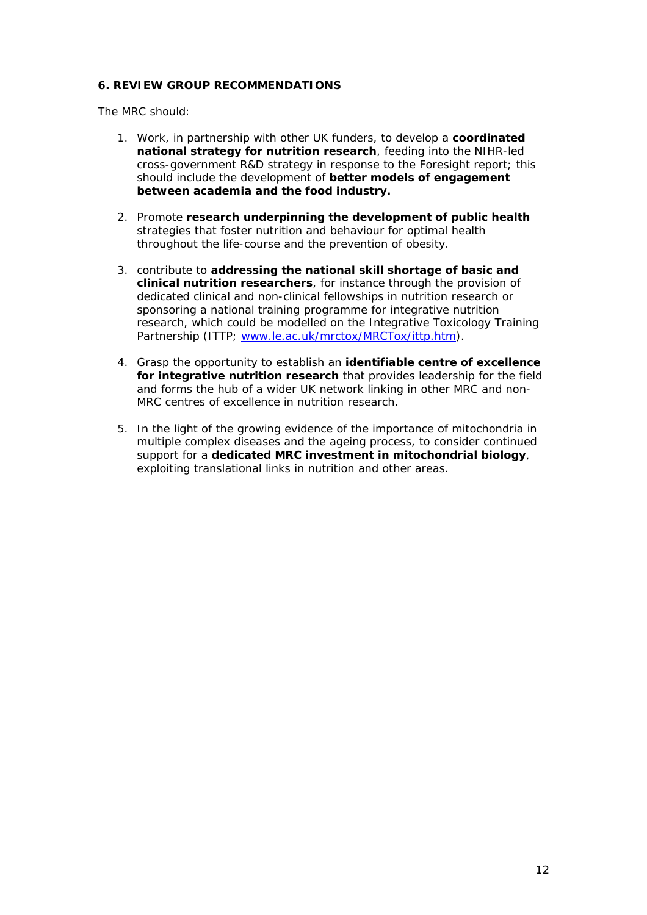## 6. REVIEW GROUP RECOMMENDATIONS

The MRC should:

1. Work, in partnership with other UK funders, to develop a **coordinated national strategy for nutrition research**, feeding into the NIHR-led cross-government R&D strategy in response to the Foresight report; this should include the development of **better models of engagement between academia and the food industry.**

2. Promote **research underpinning the development of public health** strategies that foster nutrition and behaviour for optimal health throughout the life-course and the prevention of obesity.

3. contribute to **addressing the national skill shortage of basic and clinical nutrition researchers**, for instance through the provision of dedicated clinical and non-clinical fellowships in nutrition research or sponsoring a national training programme for integrative nutrition research, which could be modelled on the Integrative Toxicology Training Partnership (ITTP; [www.le.ac.uk/mrctox/MRCTox/ittp.htm](www.le.ac.uk/mrctox/MRCTox/ittp.htm)).

4. Grasp the opportunity to establish an **identifiable centre of excellence for integrative nutrition research** that provides leadership for the field and forms the hub of a wider UK network linking in other MRC and non-MRC centres of excellence in nutrition research.

5. In the light of the growing evidence of the importance of mitochondria in multiple complex diseases and the ageing process, to consider continued support for a **dedicated MRC investment in mitochondrial biology**, exploiting translational links in nutrition and other areas.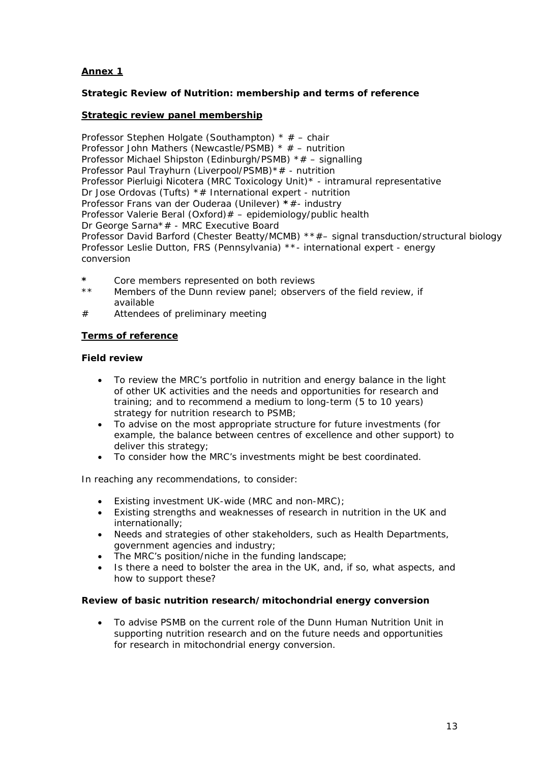**Annex 1**

**Strategic Review of Nutrition: membership and terms of reference**

**Strategic review panel membership**

Professor Stephen Holgate (Southampton) * # – chair
Professor John Mathers (Newcastle/PSMB) * # – nutrition
Professor Michael Shipston (Edinburgh/PSMB) *# – signalling
Professor Paul Trayhurn (Liverpool/PSMB)*# - nutrition
Professor Pierluigi Nicotera (MRC Toxicology Unit)* - intramural representative
Dr Jose Ordovas (Tufts) *# International expert - nutrition
Professor Frans van der Ouderaa (Unilever) *#- industry
Professor Valerie Beral (Oxford)# – epidemiology/public health
Dr George Sarna*# - MRC Executive Board
Professor David Barford (Chester Beatty/MCMB) **#– signal transduction/structural biology
Professor Leslie Dutton, FRS (Pennsylvania) **- international expert - energy conversion

- \* Core members represented on both reviews
- \*\* Members of the Dunn review panel; observers of the field review, if available
- \# Attendees of preliminary meeting

**Terms of reference**

**Field review**

- To review the MRC's portfolio in nutrition and energy balance in the light of other UK activities and the needs and opportunities for research and training; and to recommend a medium to long-term (5 to 10 years) strategy for nutrition research to PSMB;
- To advise on the most appropriate structure for future investments (for example, the balance between centres of excellence and other support) to deliver this strategy;
- To consider how the MRC's investments might be best coordinated.

In reaching any recommendations, to consider:

- Existing investment UK-wide (MRC and non-MRC);
- Existing strengths and weaknesses of research in nutrition in the UK and internationally;
- Needs and strategies of other stakeholders, such as Health Departments, government agencies and industry;
- The MRC's position/niche in the funding landscape;
- Is there a need to bolster the area in the UK, and, if so, what aspects, and how to support these?

**Review of basic nutrition research/mitochondrial energy conversion**

- To advise PSMB on the current role of the Dunn Human Nutrition Unit in supporting nutrition research and on the future needs and opportunities for research in mitochondrial energy conversion.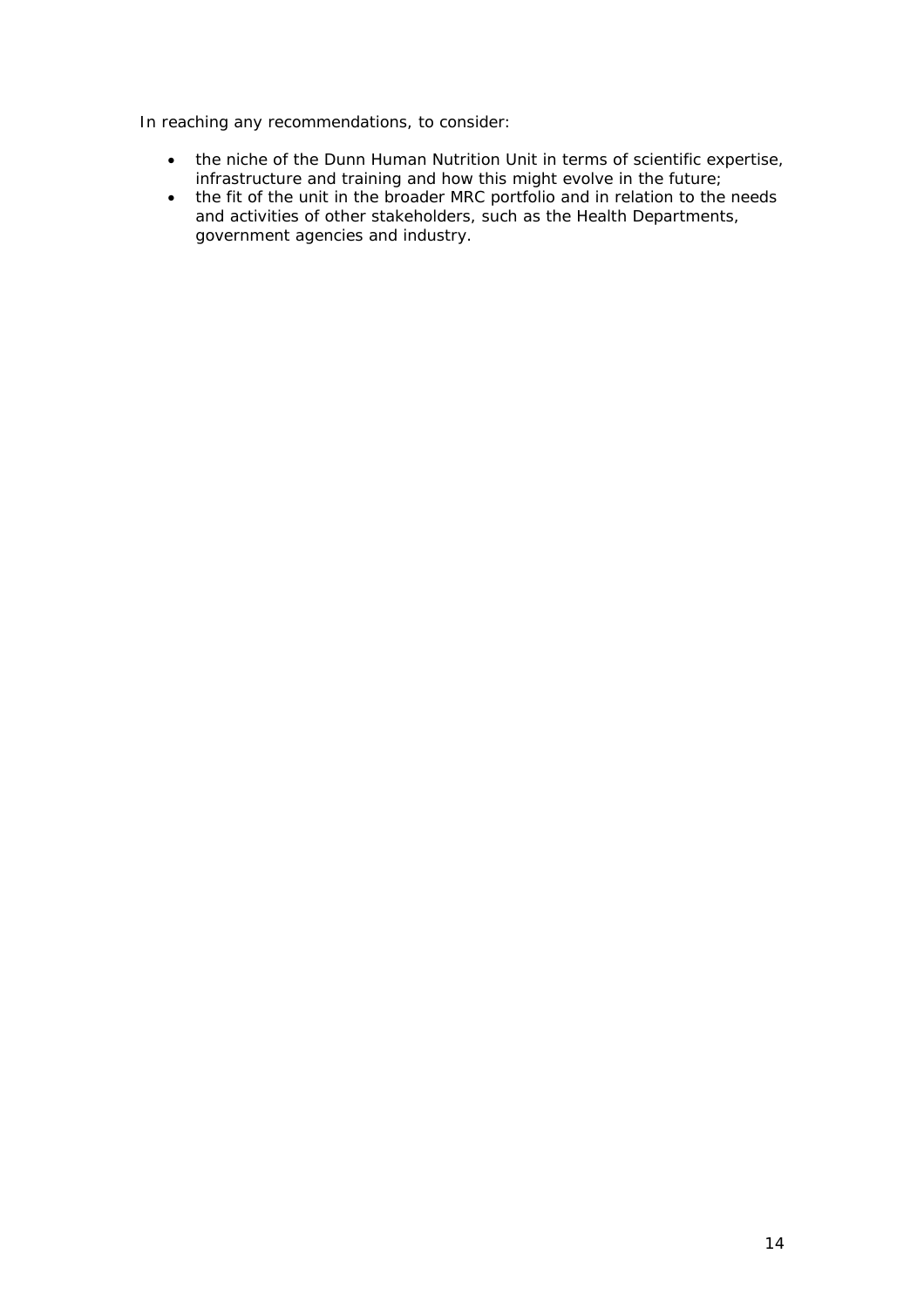In reaching any recommendations, to consider:

- the niche of the Dunn Human Nutrition Unit in terms of scientific expertise, infrastructure and training and how this might evolve in the future;
- the fit of the unit in the broader MRC portfolio and in relation to the needs and activities of other stakeholders, such as the Health Departments, government agencies and industry.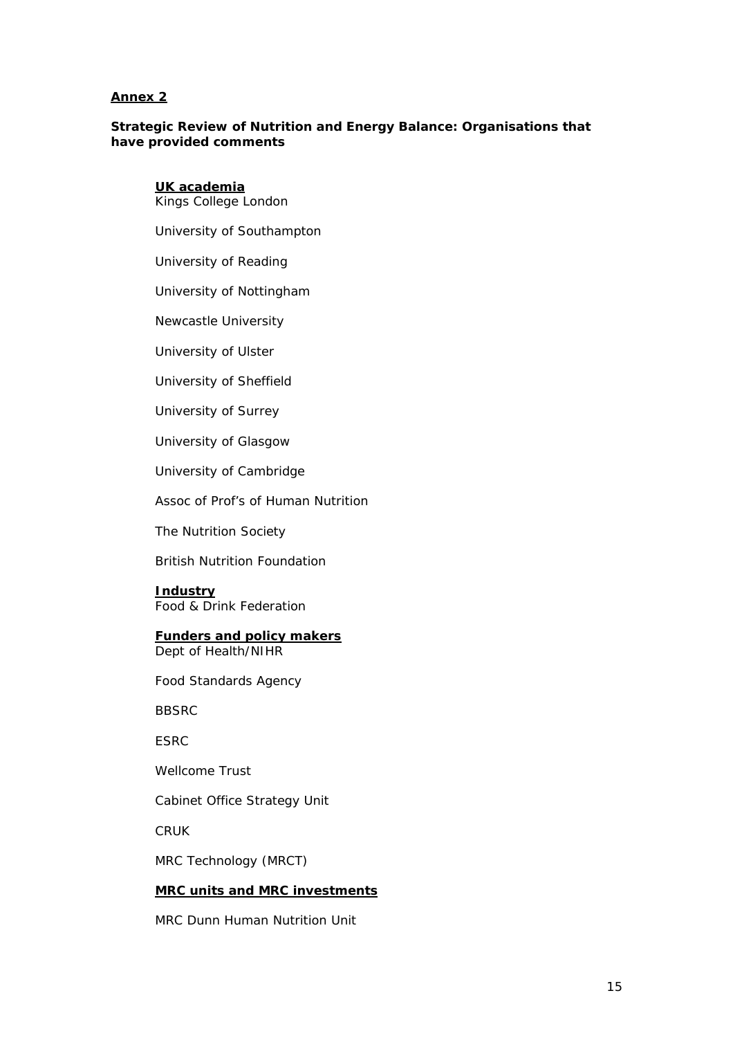**Annex 2**

**Strategic Review of Nutrition and Energy Balance: Organisations that have provided comments**

**UK academia**

Kings College London

University of Southampton

University of Reading

University of Nottingham

Newcastle University

University of Ulster

University of Sheffield

University of Surrey

University of Glasgow

University of Cambridge

Assoc of Prof's of Human Nutrition

The Nutrition Society

British Nutrition Foundation

**Industry**

Food & Drink Federation

**Funders and policy makers**

Dept of Health/NIHR

Food Standards Agency

BBSRC

ESRC

Wellcome Trust

Cabinet Office Strategy Unit

CRUK

MRC Technology (MRCT)

**MRC units and MRC investments**

MRC Dunn Human Nutrition Unit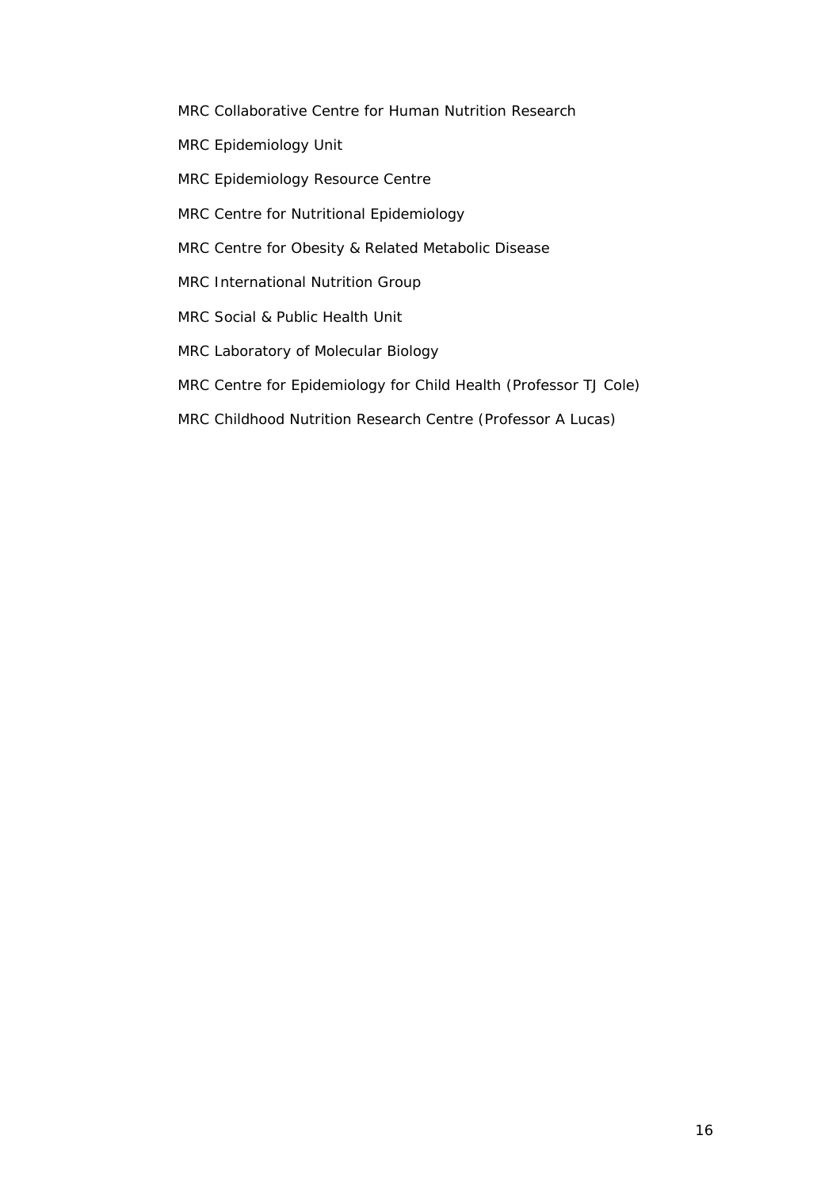MRC Collaborative Centre for Human Nutrition Research

MRC Epidemiology Unit

MRC Epidemiology Resource Centre

MRC Centre for Nutritional Epidemiology

MRC Centre for Obesity & Related Metabolic Disease

MRC International Nutrition Group

MRC Social & Public Health Unit

MRC Laboratory of Molecular Biology

MRC Centre for Epidemiology for Child Health (Professor TJ Cole)

MRC Childhood Nutrition Research Centre (Professor A Lucas)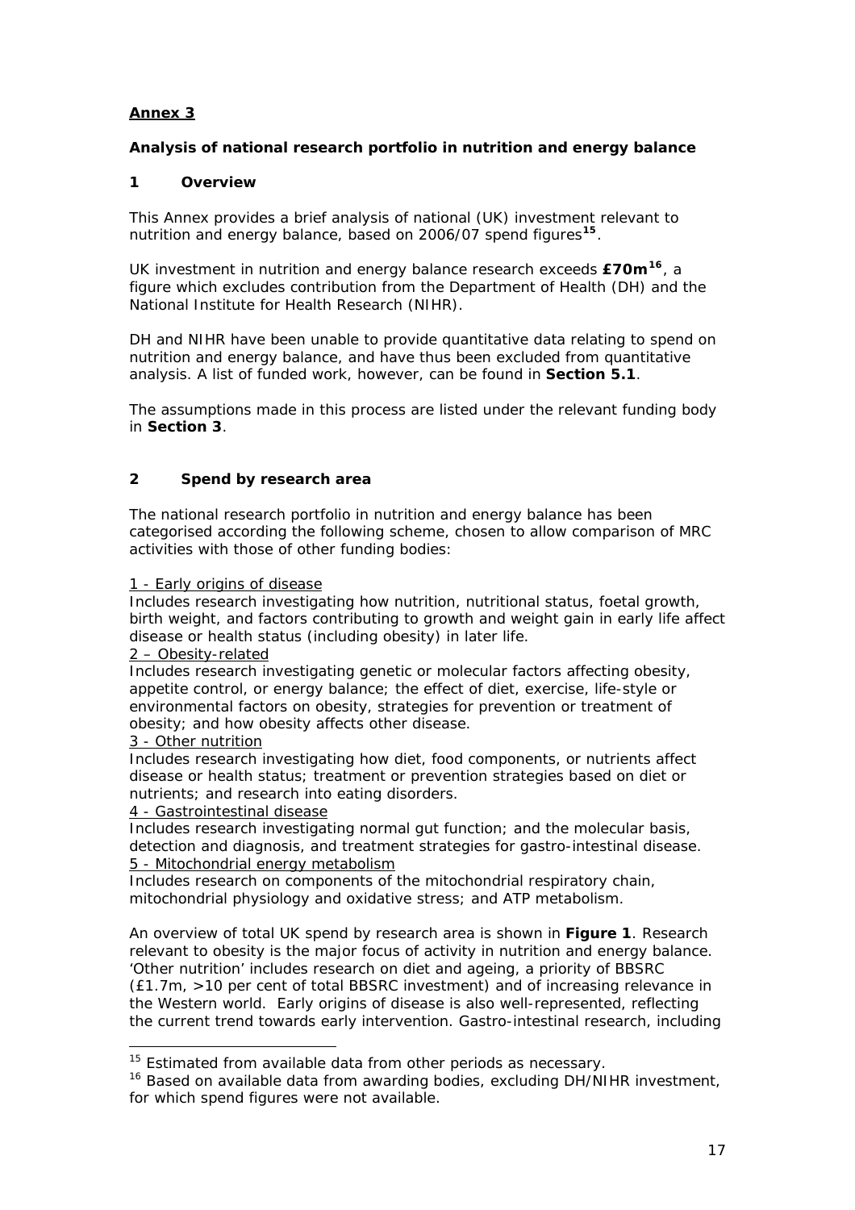## Annex 3

**Analysis of national research portfolio in nutrition and energy balance**

### 1 Overview

This Annex provides a brief analysis of national (UK) investment relevant to nutrition and energy balance, based on 2006/07 spend figures[15].

UK investment in nutrition and energy balance research exceeds **£70m**[16], a figure which excludes contribution from the Department of Health (DH) and the National Institute for Health Research (NIHR).

DH and NIHR have been unable to provide quantitative data relating to spend on nutrition and energy balance, and have thus been excluded from quantitative analysis. A list of funded work, however, can be found in **Section 5.1**.

The assumptions made in this process are listed under the relevant funding body in **Section 3**.

### 2 Spend by research area

The national research portfolio in nutrition and energy balance has been categorised according the following scheme, chosen to allow comparison of MRC activities with those of other funding bodies:

1 - Early origins of disease
Includes research investigating how nutrition, nutritional status, foetal growth, birth weight, and factors contributing to growth and weight gain in early life affect disease or health status (including obesity) in later life.
2 – Obesity-related
Includes research investigating genetic or molecular factors affecting obesity, appetite control, or energy balance; the effect of diet, exercise, life-style or environmental factors on obesity, strategies for prevention or treatment of obesity; and how obesity affects other disease.
3 - Other nutrition
Includes research investigating how diet, food components, or nutrients affect disease or health status; treatment or prevention strategies based on diet or nutrients; and research into eating disorders.
4 - Gastrointestinal disease
Includes research investigating normal gut function; and the molecular basis, detection and diagnosis, and treatment strategies for gastro-intestinal disease.
5 - Mitochondrial energy metabolism
Includes research on components of the mitochondrial respiratory chain, mitochondrial physiology and oxidative stress; and ATP metabolism.

An overview of total UK spend by research area is shown in **Figure 1**. Research relevant to obesity is the major focus of activity in nutrition and energy balance. 'Other nutrition' includes research on diet and ageing, a priority of BBSRC (£1.7m, >10 per cent of total BBSRC investment) and of increasing relevance in the Western world. Early origins of disease is also well-represented, reflecting the current trend towards early intervention. Gastro-intestinal research, including

[15] Estimated from available data from other periods as necessary.

[16] Based on available data from awarding bodies, excluding DH/NIHR investment, for which spend figures were not available.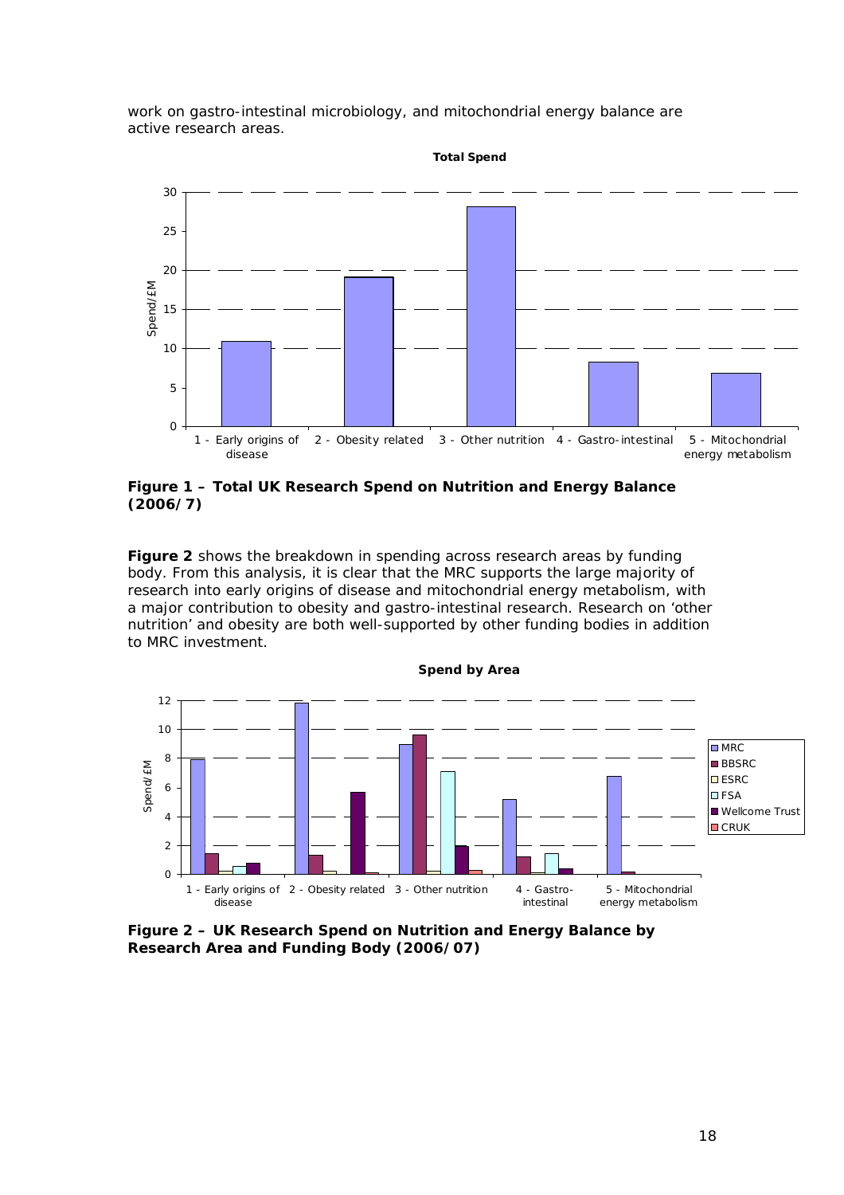work on gastro-intestinal microbiology, and mitochondrial energy balance are active research areas.

**Figure 1 – Total UK Research Spend on Nutrition and Energy Balance (2006/7)**

**Figure 2** shows the breakdown in spending across research areas by funding body. From this analysis, it is clear that the MRC supports the large majority of research into early origins of disease and mitochondrial energy metabolism, with a major contribution to obesity and gastro-intestinal research. Research on 'other nutrition' and obesity are both well-supported by other funding bodies in addition to MRC investment.

**Figure 2 – UK Research Spend on Nutrition and Energy Balance by Research Area and Funding Body (2006/07)**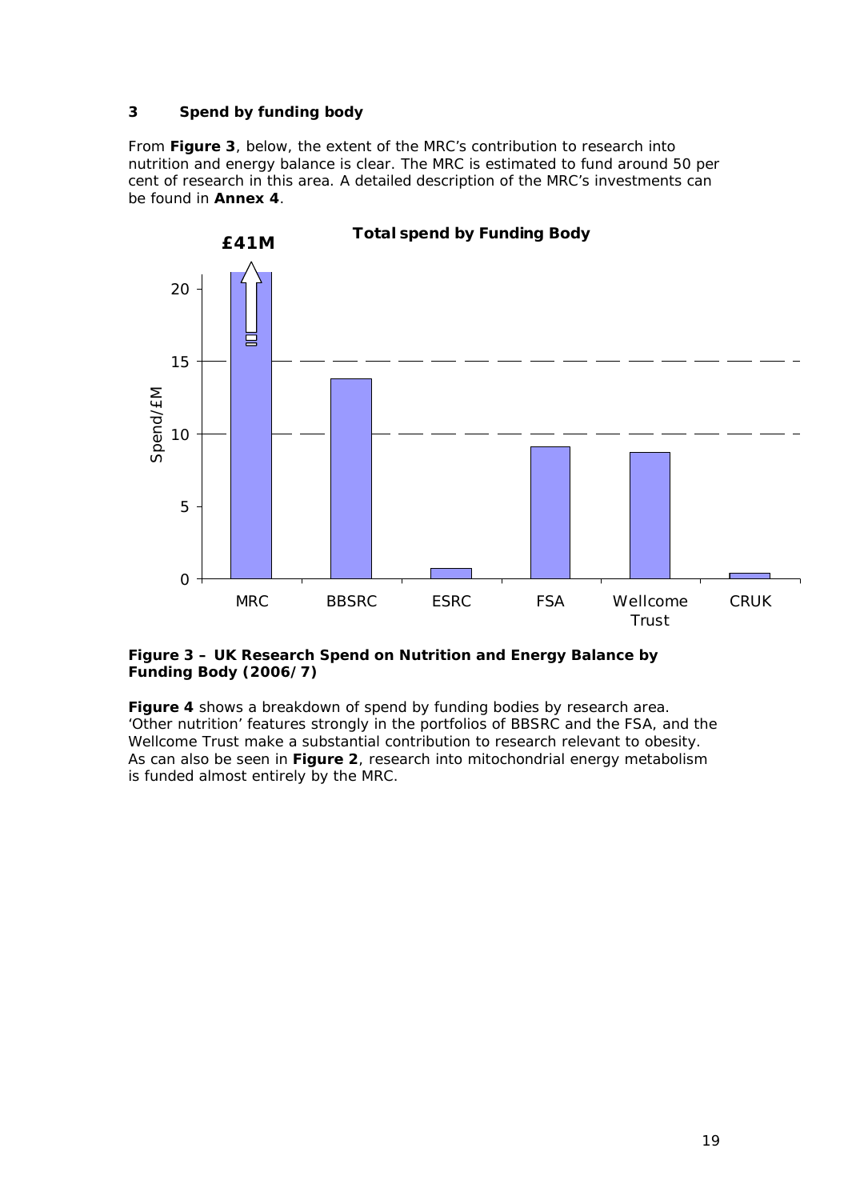## 3 Spend by funding body

From **Figure 3**, below, the extent of the MRC's contribution to research into nutrition and energy balance is clear. The MRC is estimated to fund around 50 per cent of research in this area. A detailed description of the MRC's investments can be found in **Annex 4**.

**Figure 3 – UK Research Spend on Nutrition and Energy Balance by Funding Body (2006/7)**

**Figure 4** shows a breakdown of spend by funding bodies by research area. 'Other nutrition' features strongly in the portfolios of BBSRC and the FSA, and the Wellcome Trust make a substantial contribution to research relevant to obesity. As can also be seen in **Figure 2**, research into mitochondrial energy metabolism is funded almost entirely by the MRC.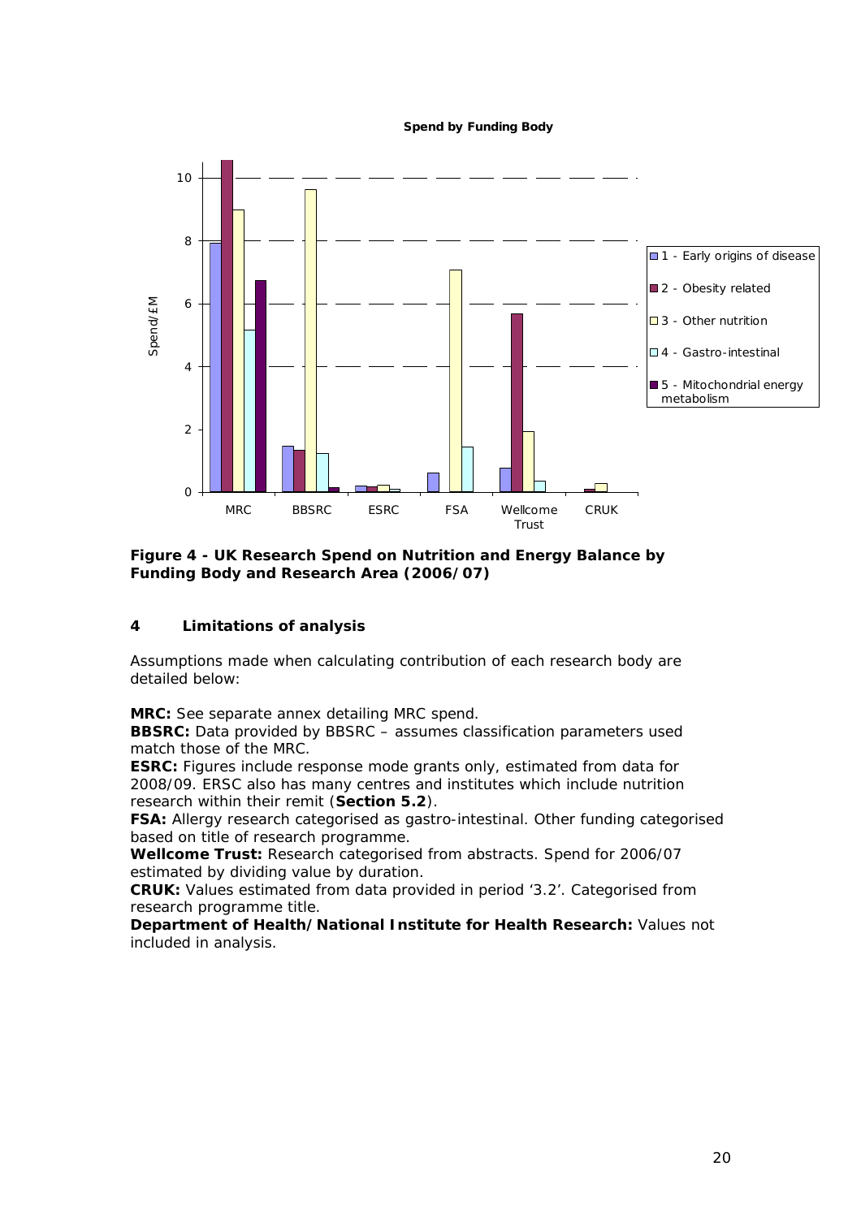Spend by Funding Body

**Figure 4 - UK Research Spend on Nutrition and Energy Balance by Funding Body and Research Area (2006/07)**

## 4 Limitations of analysis

Assumptions made when calculating contribution of each research body are detailed below:

**MRC:** See separate annex detailing MRC spend.
**BBSRC:** Data provided by BBSRC – assumes classification parameters used match those of the MRC.
**ESRC:** Figures include response mode grants only, estimated from data for 2008/09. ERSC also has many centres and institutes which include nutrition research within their remit (**Section 5.2**).
**FSA:** Allergy research categorised as gastro-intestinal. Other funding categorised based on title of research programme.
**Wellcome Trust:** Research categorised from abstracts. Spend for 2006/07 estimated by dividing value by duration.
**CRUK:** Values estimated from data provided in period '3.2'. Categorised from research programme title.
**Department of Health/National Institute for Health Research:** Values not included in analysis.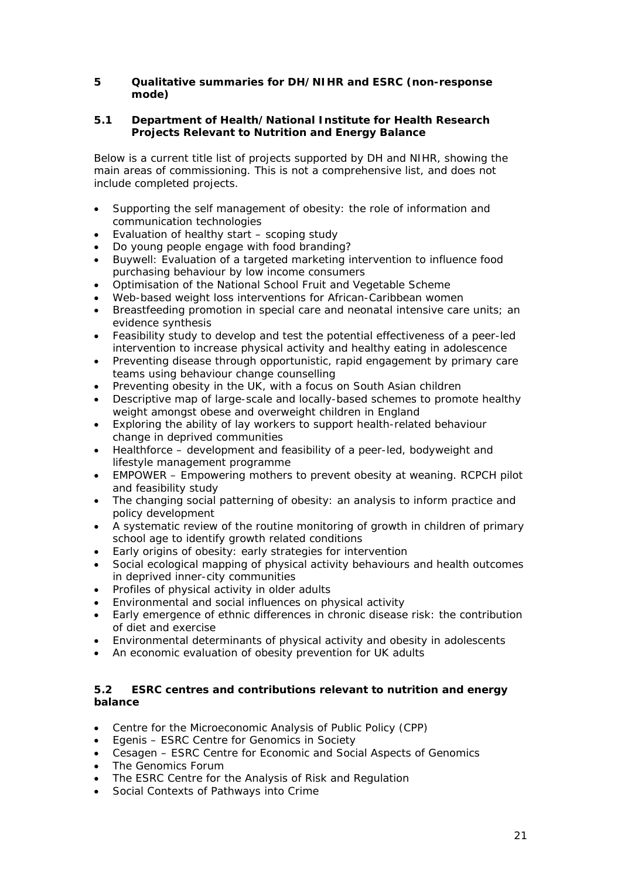## 5 Qualitative summaries for DH/NIHR and ESRC (non-response mode)

### 5.1 Department of Health/National Institute for Health Research Projects Relevant to Nutrition and Energy Balance

Below is a current title list of projects supported by DH and NIHR, showing the main areas of commissioning. This is not a comprehensive list, and does not include completed projects.

- Supporting the self management of obesity: the role of information and communication technologies
- Evaluation of healthy start – scoping study
- Do young people engage with food branding?
- Buywell: Evaluation of a targeted marketing intervention to influence food purchasing behaviour by low income consumers
- Optimisation of the National School Fruit and Vegetable Scheme
- Web-based weight loss interventions for African-Caribbean women
- Breastfeeding promotion in special care and neonatal intensive care units; an evidence synthesis
- Feasibility study to develop and test the potential effectiveness of a peer-led intervention to increase physical activity and healthy eating in adolescence
- Preventing disease through opportunistic, rapid engagement by primary care teams using behaviour change counselling
- Preventing obesity in the UK, with a focus on South Asian children
- Descriptive map of large-scale and locally-based schemes to promote healthy weight amongst obese and overweight children in England
- Exploring the ability of lay workers to support health-related behaviour change in deprived communities
- Healthforce – development and feasibility of a peer-led, bodyweight and lifestyle management programme
- EMPOWER – Empowering mothers to prevent obesity at weaning. RCPCH pilot and feasibility study
- The changing social patterning of obesity: an analysis to inform practice and policy development
- A systematic review of the routine monitoring of growth in children of primary school age to identify growth related conditions
- Early origins of obesity: early strategies for intervention
- Social ecological mapping of physical activity behaviours and health outcomes in deprived inner-city communities
- Profiles of physical activity in older adults
- Environmental and social influences on physical activity
- Early emergence of ethnic differences in chronic disease risk: the contribution of diet and exercise
- Environmental determinants of physical activity and obesity in adolescents
- An economic evaluation of obesity prevention for UK adults

### 5.2 ESRC centres and contributions relevant to nutrition and energy balance

- Centre for the Microeconomic Analysis of Public Policy (CPP)
- Egenis – ESRC Centre for Genomics in Society
- Cesagen – ESRC Centre for Economic and Social Aspects of Genomics
- The Genomics Forum
- The ESRC Centre for the Analysis of Risk and Regulation
- Social Contexts of Pathways into Crime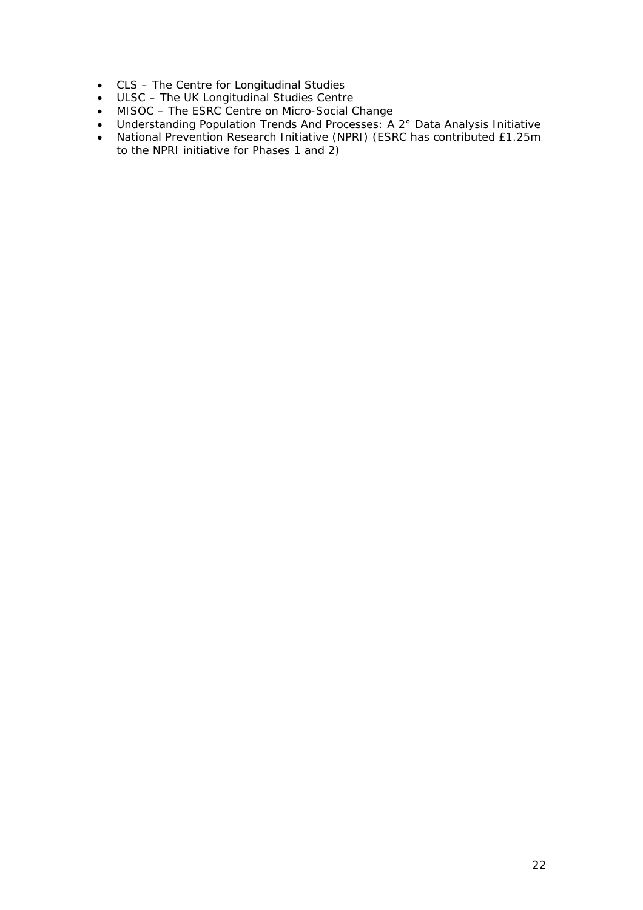- CLS – The Centre for Longitudinal Studies
- ULSC – The UK Longitudinal Studies Centre
- MISOC – The ESRC Centre on Micro-Social Change
- Understanding Population Trends And Processes: A 2° Data Analysis Initiative
- National Prevention Research Initiative (NPRI) (ESRC has contributed £1.25m to the NPRI initiative for Phases 1 and 2)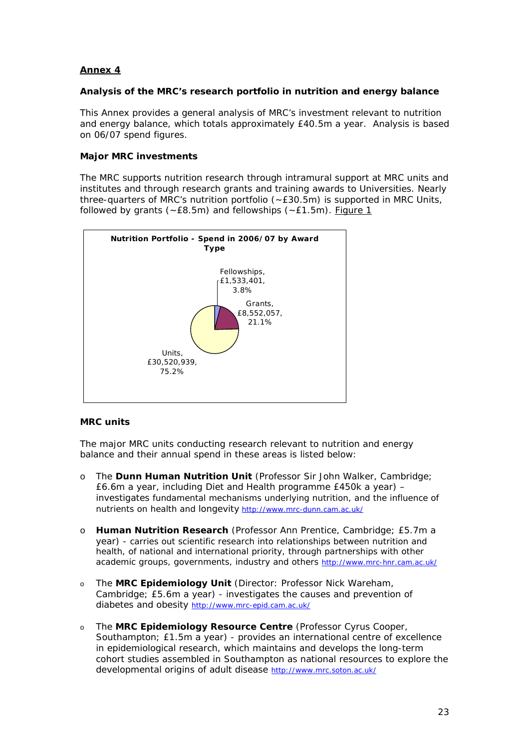**Annex 4**

**Analysis of the MRC's research portfolio in nutrition and energy balance**

This Annex provides a general analysis of MRC's investment relevant to nutrition and energy balance, which totals approximately £40.5m a year. Analysis is based on 06/07 spend figures.

**Major MRC investments**

The MRC supports nutrition research through intramural support at MRC units and institutes and through research grants and training awards to Universities. Nearly three-quarters of MRC's nutrition portfolio (~£30.5m) is supported in MRC Units, followed by grants (~£8.5m) and fellowships (~£1.5m). Figure 1

**Nutrition Portfolio - Spend in 2006/07 by Award Type**

| Award Type | Spend | % |
|---|---|---|
| Fellowships | £1,533,401 | 3.8% |
| Grants | £8,552,057 | 21.1% |
| Units | £30,520,939 | 75.2% |

**MRC units**

The major MRC units conducting research relevant to nutrition and energy balance and their annual spend in these areas is listed below:

- The **Dunn Human Nutrition Unit** (Professor Sir John Walker, Cambridge; £6.6m a year, including Diet and Health programme £450k a year) – investigates fundamental mechanisms underlying nutrition, and the influence of nutrients on health and longevity http://www.mrc-dunn.cam.ac.uk/
- **Human Nutrition Research** (Professor Ann Prentice, Cambridge; £5.7m a year) - carries out scientific research into relationships between nutrition and health, of national and international priority, through partnerships with other academic groups, governments, industry and others http://www.mrc-hnr.cam.ac.uk/
- The **MRC Epidemiology Unit** (Director: Professor Nick Wareham, Cambridge; £5.6m a year) - investigates the causes and prevention of diabetes and obesity http://www.mrc-epid.cam.ac.uk/
- The **MRC Epidemiology Resource Centre** (Professor Cyrus Cooper, Southampton; £1.5m a year) - provides an international centre of excellence in epidemiological research, which maintains and develops the long-term cohort studies assembled in Southampton as national resources to explore the developmental origins of adult disease http://www.mrc.soton.ac.uk/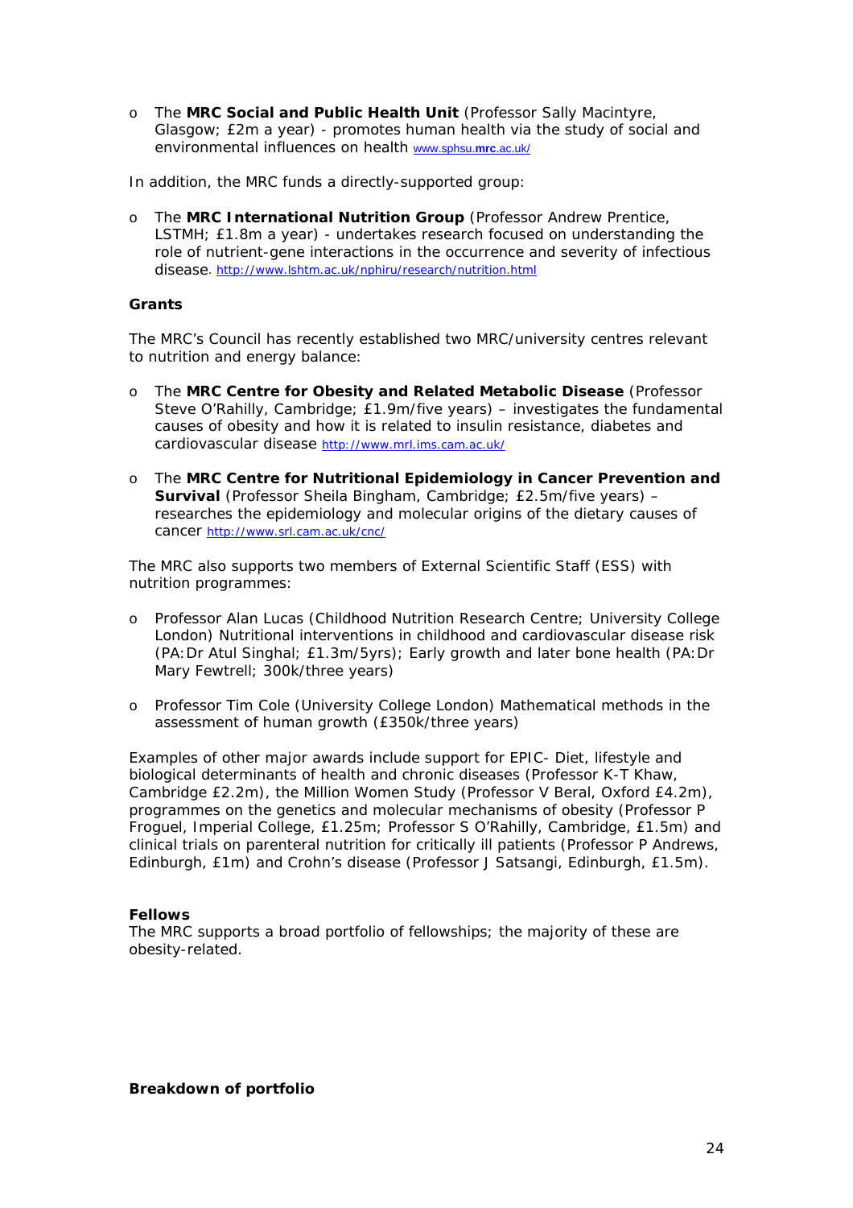- The **MRC Social and Public Health Unit** (Professor Sally Macintyre, Glasgow; £2m a year) - promotes human health via the study of social and environmental influences on health www.sphsu.mrc.ac.uk/

In addition, the MRC funds a directly-supported group:

- The **MRC International Nutrition Group** (Professor Andrew Prentice, LSTMH; £1.8m a year) - undertakes research focused on understanding the role of nutrient-gene interactions in the occurrence and severity of infectious disease. http://www.lshtm.ac.uk/nphiru/research/nutrition.html

**Grants**

The MRC's Council has recently established two MRC/university centres relevant to nutrition and energy balance:

- The **MRC Centre for Obesity and Related Metabolic Disease** (Professor Steve O'Rahilly, Cambridge; £1.9m/five years) – investigates the fundamental causes of obesity and how it is related to insulin resistance, diabetes and cardiovascular disease http://www.mrl.ims.cam.ac.uk/

- The **MRC Centre for Nutritional Epidemiology in Cancer Prevention and Survival** (Professor Sheila Bingham, Cambridge; £2.5m/five years) – researches the epidemiology and molecular origins of the dietary causes of cancer http://www.srl.cam.ac.uk/cnc/

The MRC also supports two members of External Scientific Staff (ESS) with nutrition programmes:

- Professor Alan Lucas (Childhood Nutrition Research Centre; University College London) Nutritional interventions in childhood and cardiovascular disease risk (PA: Dr Atul Singhal; £1.3m/5yrs); Early growth and later bone health (PA: Dr Mary Fewtrell; 300k/three years)

- Professor Tim Cole (University College London) Mathematical methods in the assessment of human growth (£350k/three years)

Examples of other major awards include support for EPIC- Diet, lifestyle and biological determinants of health and chronic diseases (Professor K-T Khaw, Cambridge £2.2m), the Million Women Study (Professor V Beral, Oxford £4.2m), programmes on the genetics and molecular mechanisms of obesity (Professor P Froguel, Imperial College, £1.25m; Professor S O'Rahilly, Cambridge, £1.5m) and clinical trials on parenteral nutrition for critically ill patients (Professor P Andrews, Edinburgh, £1m) and Crohn's disease (Professor J Satsangi, Edinburgh, £1.5m).

**Fellows**

The MRC supports a broad portfolio of fellowships; the majority of these are obesity-related.

**Breakdown of portfolio**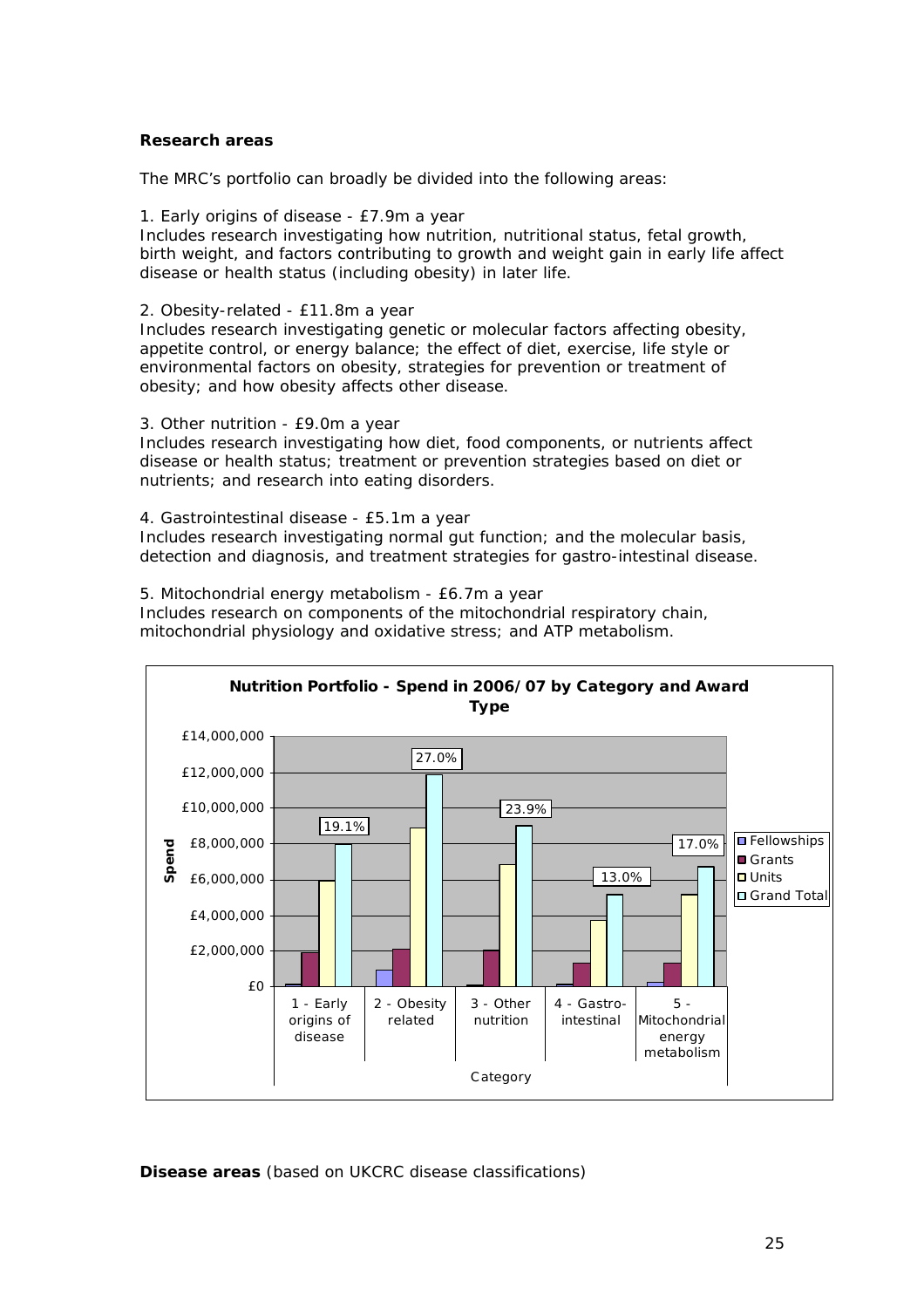**Research areas**

The MRC's portfolio can broadly be divided into the following areas:

1. Early origins of disease - £7.9m a year
Includes research investigating how nutrition, nutritional status, fetal growth, birth weight, and factors contributing to growth and weight gain in early life affect disease or health status (including obesity) in later life.

2. Obesity-related - £11.8m a year
Includes research investigating genetic or molecular factors affecting obesity, appetite control, or energy balance; the effect of diet, exercise, life style or environmental factors on obesity, strategies for prevention or treatment of obesity; and how obesity affects other disease.

3. Other nutrition - £9.0m a year
Includes research investigating how diet, food components, or nutrients affect disease or health status; treatment or prevention strategies based on diet or nutrients; and research into eating disorders.

4. Gastrointestinal disease - £5.1m a year
Includes research investigating normal gut function; and the molecular basis, detection and diagnosis, and treatment strategies for gastro-intestinal disease.

5. Mitochondrial energy metabolism - £6.7m a year
Includes research on components of the mitochondrial respiratory chain, mitochondrial physiology and oxidative stress; and ATP metabolism.

**Nutrition Portfolio - Spend in 2006/07 by Category and Award Type**

| Category | Grand Total share |
|---|---|
| 1 - Early origins of disease | 19.1% |
| 2 - Obesity related | 27.0% |
| 3 - Other nutrition | 23.9% |
| 4 - Gastro-intestinal | 13.0% |
| 5 - Mitochondrial energy metabolism | 17.0% |

Legend: Fellowships, Grants, Units, Grand Total. Y-axis: Spend (£0 – £14,000,000). X-axis: Category.

**Disease areas** *(based on UKCRC disease classifications)*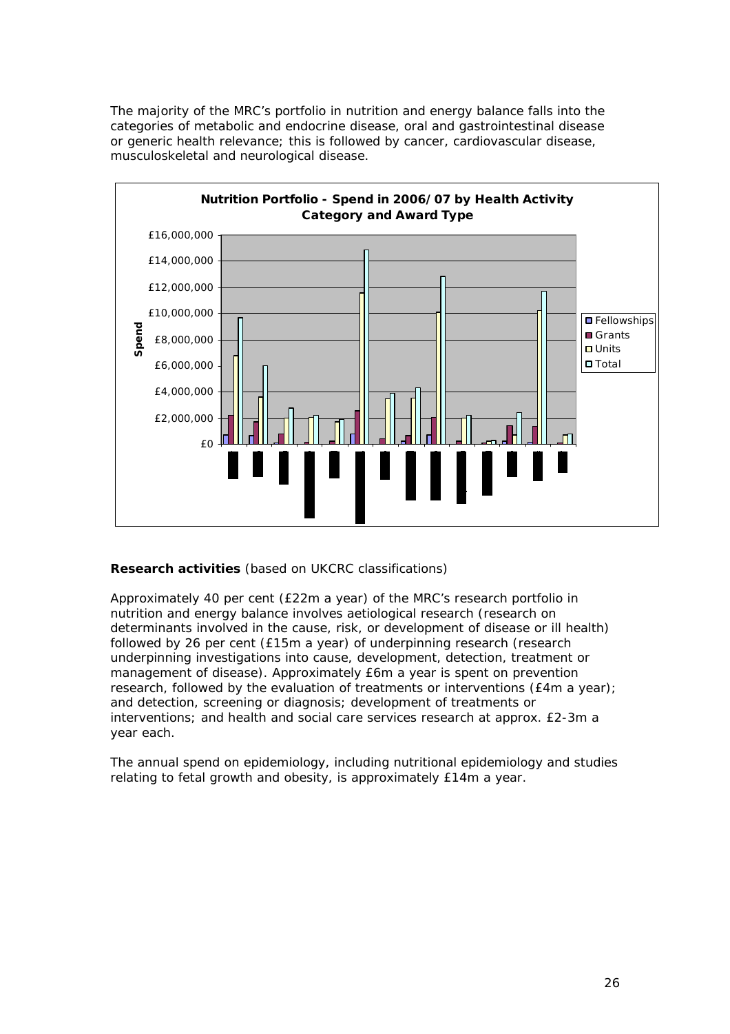The majority of the MRC's portfolio in nutrition and energy balance falls into the categories of metabolic and endocrine disease, oral and gastrointestinal disease or generic health relevance; this is followed by cancer, cardiovascular disease, musculoskeletal and neurological disease.

**Research activities** (based on UKCRC classifications)

Approximately 40 per cent (£22m a year) of the MRC's research portfolio in nutrition and energy balance involves aetiological research (research on determinants involved in the cause, risk, or development of disease or ill health) followed by 26 per cent (£15m a year) of underpinning research (research underpinning investigations into cause, development, detection, treatment or management of disease). Approximately £6m a year is spent on prevention research, followed by the evaluation of treatments or interventions (£4m a year); and detection, screening or diagnosis; development of treatments or interventions; and health and social care services research at approx. £2-3m a year each.

The annual spend on epidemiology, including nutritional epidemiology and studies relating to fetal growth and obesity, is approximately £14m a year.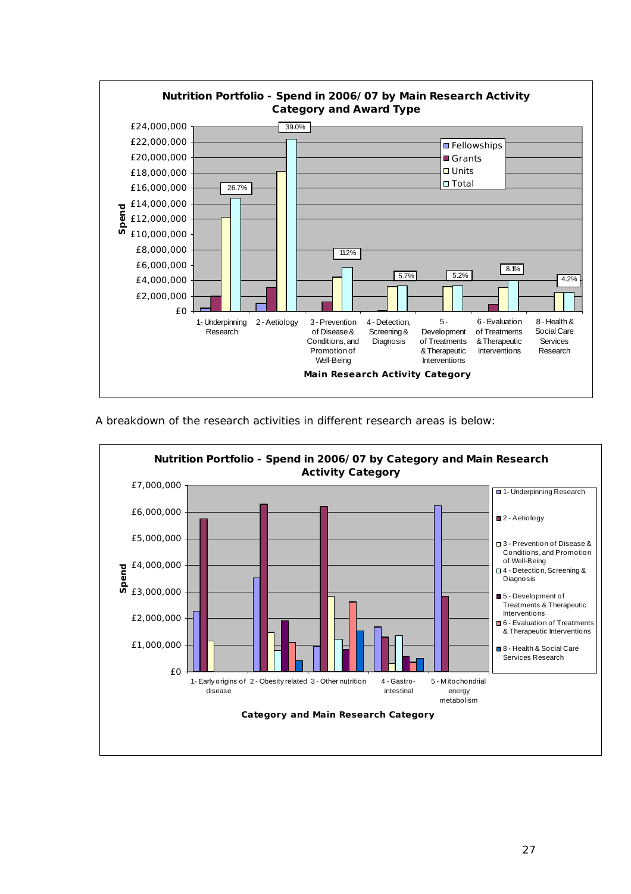**Nutrition Portfolio - Spend in 2006/07 by Main Research Activity Category and Award Type**

Legend: Fellowships, Grants, Units, Total

Y-axis: Spend (£0 to £24,000,000)

X-axis: Main Research Activity Category

- 1- Underpinning Research: 26.7%
- 2 - Aetiology: 39.0%
- 3 - Prevention of Disease & Conditions, and Promotion of Well-Being: 11.2%
- 4 - Detection, Screening & Diagnosis: 5.7%
- 5 - Development of Treatments & Therapeutic Interventions: 5.2%
- 6 - Evaluation of Treatments & Therapeutic Interventions: 8.1%
- 8 - Health & Social Care Services Research: 4.2%

A breakdown of the research activities in different research areas is below:

**Nutrition Portfolio - Spend in 2006/07 by Category and Main Research Activity Category**

Legend: 1- Underpinning Research; 2 - Aetiology; 3 - Prevention of Disease & Conditions, and Promotion of Well-Being; 4 - Detection, Screening & Diagnosis; 5 - Development of Treatments & Therapeutic Interventions; 6 - Evaluation of Treatments & Therapeutic Interventions; 8 - Health & Social Care Services Research

Y-axis: Spend (£0 to £7,000,000)

X-axis: Category and Main Research Category

- 1- Early origins of disease
- 2 - Obesity related
- 3 - Other nutrition
- 4 - Gastro-intestinal
- 5 - Mitochondrial energy metabolism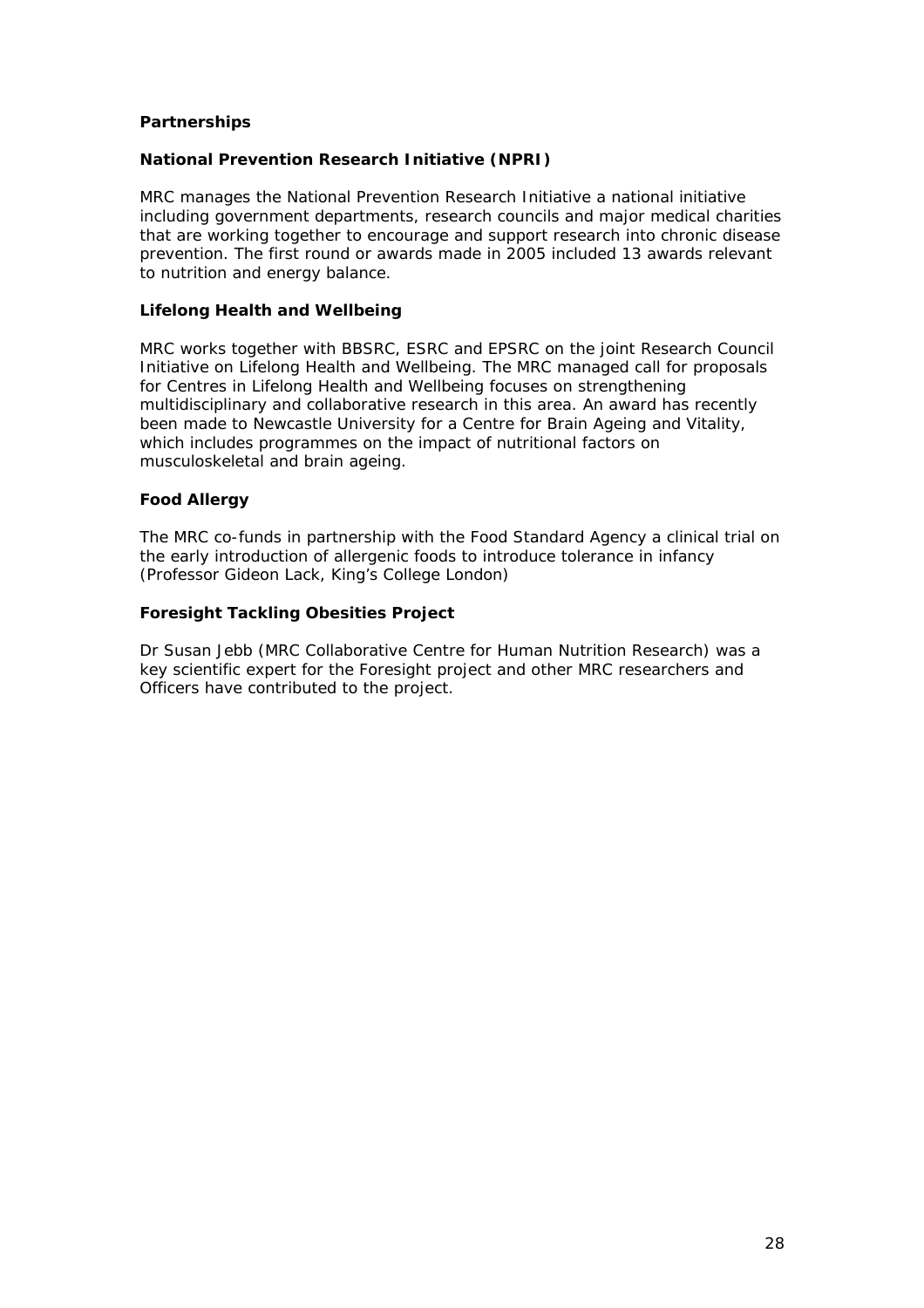**Partnerships**

**National Prevention Research Initiative (NPRI)**

MRC manages the National Prevention Research Initiative a national initiative including government departments, research councils and major medical charities that are working together to encourage and support research into chronic disease prevention. The first round or awards made in 2005 included 13 awards relevant to nutrition and energy balance.

**Lifelong Health and Wellbeing**

MRC works together with BBSRC, ESRC and EPSRC on the joint Research Council Initiative on Lifelong Health and Wellbeing. The MRC managed call for proposals for Centres in Lifelong Health and Wellbeing focuses on strengthening multidisciplinary and collaborative research in this area. An award has recently been made to Newcastle University for a Centre for Brain Ageing and Vitality, which includes programmes on the impact of nutritional factors on musculoskeletal and brain ageing.

**Food Allergy**

The MRC co-funds in partnership with the Food Standard Agency a clinical trial on the early introduction of allergenic foods to introduce tolerance in infancy (Professor Gideon Lack, King's College London)

**Foresight Tackling Obesities Project**

Dr Susan Jebb (MRC Collaborative Centre for Human Nutrition Research) was a key scientific expert for the Foresight project and other MRC researchers and Officers have contributed to the project.